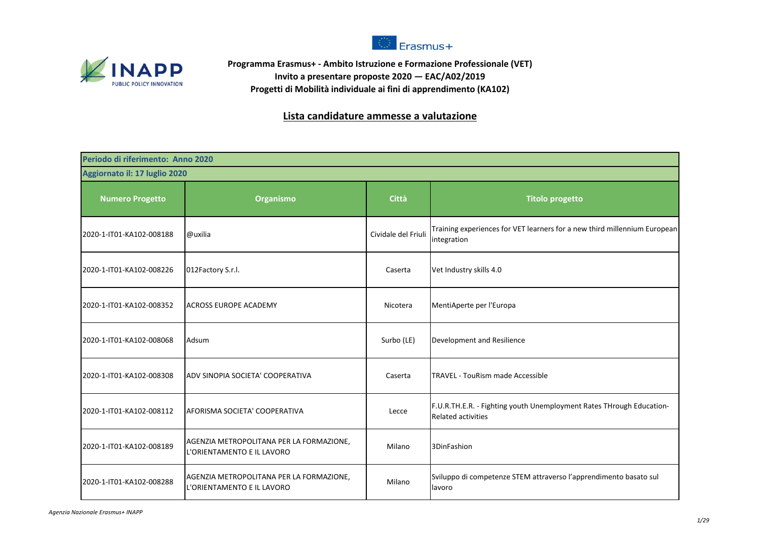**Programma Erasmus+ - Ambito Istruzione e Formazione Professionale (VET)**
**Invito a presentare proposte 2020 — EAC/A02/2019**
**Progetti di Mobilità individuale ai fini di apprendimento (KA102)**

## Lista candidature ammesse a valutazione

| Periodo di riferimento: Anno 2020 | | | |
|---|---|---|---|
| **Aggiornato il: 17 luglio 2020** | | | |
| **Numero Progetto** | **Organismo** | **Città** | **Titolo progetto** |
| 2020-1-IT01-KA102-008188 | @uxilia | Cividale del Friuli | Training experiences for VET learners for a new third millennium European integration |
| 2020-1-IT01-KA102-008226 | 012Factory S.r.l. | Caserta | Vet Industry skills 4.0 |
| 2020-1-IT01-KA102-008352 | ACROSS EUROPE ACADEMY | Nicotera | MentiAperte per l'Europa |
| 2020-1-IT01-KA102-008068 | Adsum | Surbo (LE) | Development and Resilience |
| 2020-1-IT01-KA102-008308 | ADV SINOPIA SOCIETA' COOPERATIVA | Caserta | TRAVEL - TouRism made Accessible |
| 2020-1-IT01-KA102-008112 | AFORISMA SOCIETA' COOPERATIVA | Lecce | F.U.R.TH.E.R. - Fighting youth Unemployment Rates THrough Education-Related activities |
| 2020-1-IT01-KA102-008189 | AGENZIA METROPOLITANA PER LA FORMAZIONE, L'ORIENTAMENTO E IL LAVORO | Milano | 3DinFashion |
| 2020-1-IT01-KA102-008288 | AGENZIA METROPOLITANA PER LA FORMAZIONE, L'ORIENTAMENTO E IL LAVORO | Milano | Sviluppo di competenze STEM attraverso l'apprendimento basato sul lavoro |

*Agenzia Nazionale Erasmus+ INAPP*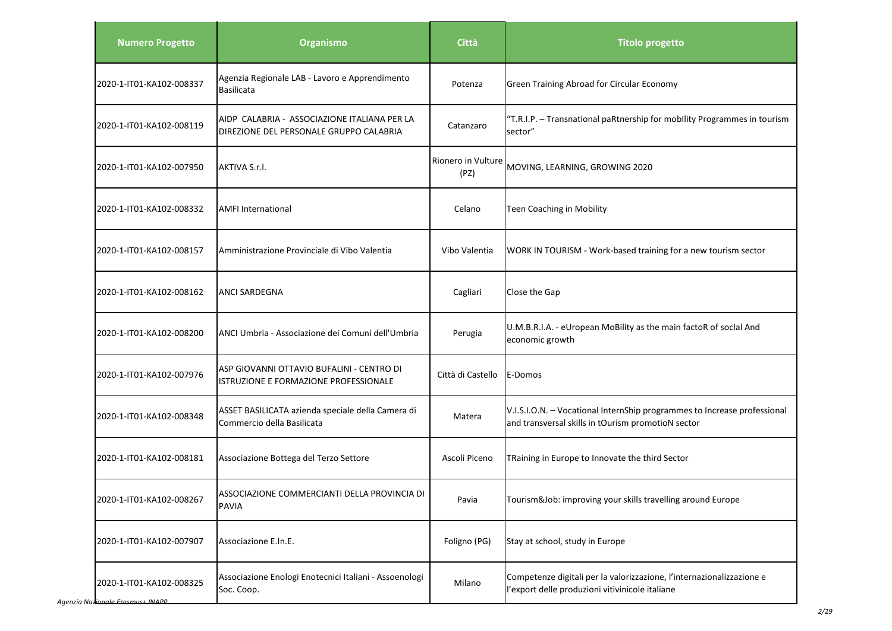| Numero Progetto | Organismo | Città | Titolo progetto |
|---|---|---|---|
| 2020-1-IT01-KA102-008337 | Agenzia Regionale LAB - Lavoro e Apprendimento Basilicata | Potenza | Green Training Abroad for Circular Economy |
| 2020-1-IT01-KA102-008119 | AIDP CALABRIA - ASSOCIAZIONE ITALIANA PER LA DIREZIONE DEL PERSONALE GRUPPO CALABRIA | Catanzaro | "T.R.I.P. – Transnational paRtnership for mobIlity Programmes in tourism sector" |
| 2020-1-IT01-KA102-007950 | AKTIVA S.r.l. | Rionero in Vulture (PZ) | MOVING, LEARNING, GROWING 2020 |
| 2020-1-IT01-KA102-008332 | AMFI International | Celano | Teen Coaching in Mobility |
| 2020-1-IT01-KA102-008157 | Amministrazione Provinciale di Vibo Valentia | Vibo Valentia | WORK IN TOURISM - Work-based training for a new tourism sector |
| 2020-1-IT01-KA102-008162 | ANCI SARDEGNA | Cagliari | Close the Gap |
| 2020-1-IT01-KA102-008200 | ANCI Umbria - Associazione dei Comuni dell'Umbria | Perugia | U.M.B.R.I.A. - eUropean MoBility as the main factoR of socIal And economic growth |
| 2020-1-IT01-KA102-007976 | ASP GIOVANNI OTTAVIO BUFALINI - CENTRO DI ISTRUZIONE E FORMAZIONE PROFESSIONALE | Città di Castello | E-Domos |
| 2020-1-IT01-KA102-008348 | ASSET BASILICATA azienda speciale della Camera di Commercio della Basilicata | Matera | V.I.S.I.O.N. – Vocational InternShip programmes to Increase professional and transversal skills in tOurism promotioN sector |
| 2020-1-IT01-KA102-008181 | Associazione Bottega del Terzo Settore | Ascoli Piceno | TRaining in Europe to Innovate the third Sector |
| 2020-1-IT01-KA102-008267 | ASSOCIAZIONE COMMERCIANTI DELLA PROVINCIA DI PAVIA | Pavia | Tourism&Job: improving your skills travelling around Europe |
| 2020-1-IT01-KA102-007907 | Associazione E.In.E. | Foligno (PG) | Stay at school, study in Europe |
| 2020-1-IT01-KA102-008325 | Associazione Enologi Enotecnici Italiani - Assoenologi Soc. Coop. | Milano | Competenze digitali per la valorizzazione, l'internazionalizzazione e l'export delle produzioni vitivinicole italiane |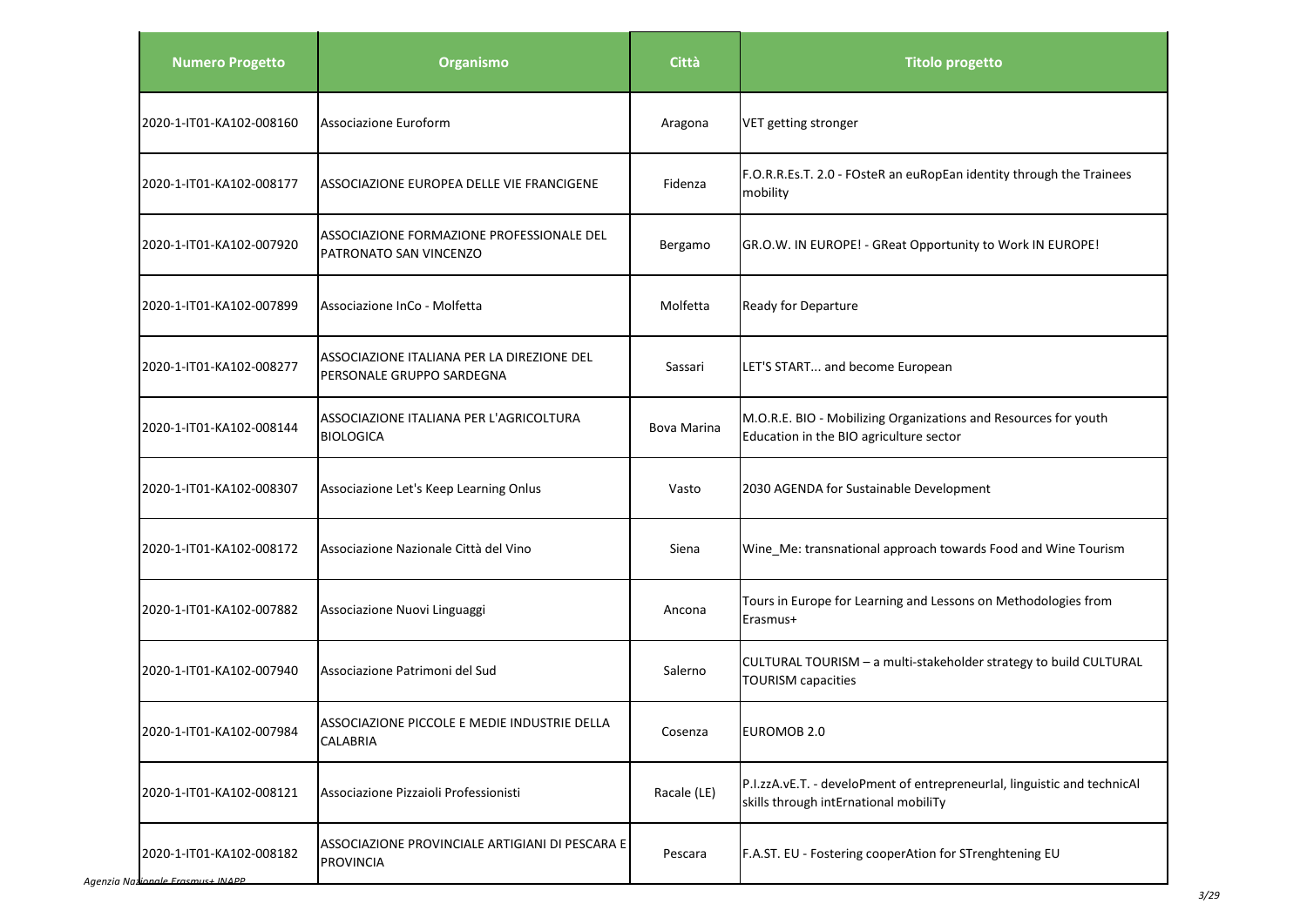| Numero Progetto | Organismo | Città | Titolo progetto |
|---|---|---|---|
| 2020-1-IT01-KA102-008160 | Associazione Euroform | Aragona | VET getting stronger |
| 2020-1-IT01-KA102-008177 | ASSOCIAZIONE EUROPEA DELLE VIE FRANCIGENE | Fidenza | F.O.R.R.Es.T. 2.0 - FOsteR an euRopEan identity through the Trainees mobility |
| 2020-1-IT01-KA102-007920 | ASSOCIAZIONE FORMAZIONE PROFESSIONALE DEL PATRONATO SAN VINCENZO | Bergamo | GR.O.W. IN EUROPE! - GReat Opportunity to Work IN EUROPE! |
| 2020-1-IT01-KA102-007899 | Associazione InCo - Molfetta | Molfetta | Ready for Departure |
| 2020-1-IT01-KA102-008277 | ASSOCIAZIONE ITALIANA PER LA DIREZIONE DEL PERSONALE GRUPPO SARDEGNA | Sassari | LET'S START... and become European |
| 2020-1-IT01-KA102-008144 | ASSOCIAZIONE ITALIANA PER L'AGRICOLTURA BIOLOGICA | Bova Marina | M.O.R.E. BIO - Mobilizing Organizations and Resources for youth Education in the BIO agriculture sector |
| 2020-1-IT01-KA102-008307 | Associazione Let's Keep Learning Onlus | Vasto | 2030 AGENDA for Sustainable Development |
| 2020-1-IT01-KA102-008172 | Associazione Nazionale Città del Vino | Siena | Wine_Me: transnational approach towards Food and Wine Tourism |
| 2020-1-IT01-KA102-007882 | Associazione Nuovi Linguaggi | Ancona | Tours in Europe for Learning and Lessons on Methodologies from Erasmus+ |
| 2020-1-IT01-KA102-007940 | Associazione Patrimoni del Sud | Salerno | CULTURAL TOURISM – a multi-stakeholder strategy to build CULTURAL TOURISM capacities |
| 2020-1-IT01-KA102-007984 | ASSOCIAZIONE PICCOLE E MEDIE INDUSTRIE DELLA CALABRIA | Cosenza | EUROMOB 2.0 |
| 2020-1-IT01-KA102-008121 | Associazione Pizzaioli Professionisti | Racale (LE) | P.I.zzA.vE.T. - develoPment of entrepreneurIal, linguistic and technicAl skills through intErnational mobiliTy |
| 2020-1-IT01-KA102-008182 | ASSOCIAZIONE PROVINCIALE ARTIGIANI DI PESCARA E PROVINCIA | Pescara | F.A.ST. EU - Fostering cooperAtion for STrenghtening EU |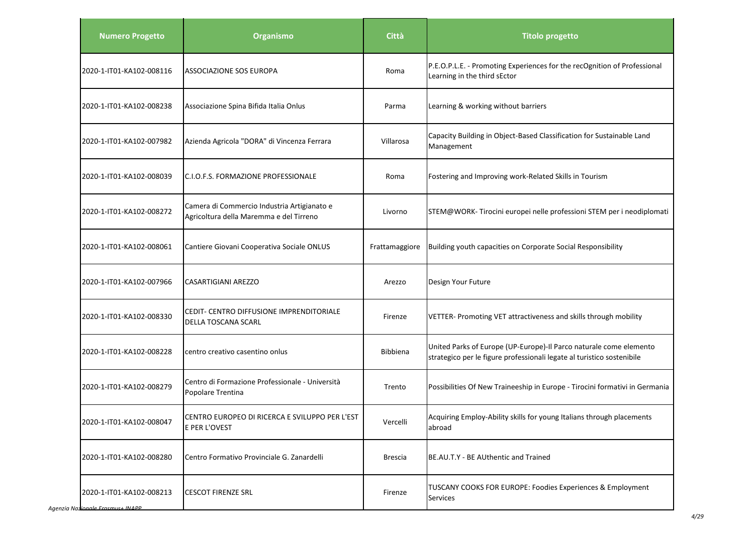| Numero Progetto | Organismo | Città | Titolo progetto |
| --- | --- | --- | --- |
| 2020-1-IT01-KA102-008116 | ASSOCIAZIONE SOS EUROPA | Roma | P.E.O.P.L.E. - Promoting Experiences for the recOgnition of Professional Learning in the third sEctor |
| 2020-1-IT01-KA102-008238 | Associazione Spina Bifida Italia Onlus | Parma | Learning & working without barriers |
| 2020-1-IT01-KA102-007982 | Azienda Agricola "DORA" di Vincenza Ferrara | Villarosa | Capacity Building in Object-Based Classification for Sustainable Land Management |
| 2020-1-IT01-KA102-008039 | C.I.O.F.S. FORMAZIONE PROFESSIONALE | Roma | Fostering and Improving work-Related Skills in Tourism |
| 2020-1-IT01-KA102-008272 | Camera di Commercio Industria Artigianato e Agricoltura della Maremma e del Tirreno | Livorno | STEM@WORK- Tirocini europei nelle professioni STEM per i neodiplomati |
| 2020-1-IT01-KA102-008061 | Cantiere Giovani Cooperativa Sociale ONLUS | Frattamaggiore | Building youth capacities on Corporate Social Responsibility |
| 2020-1-IT01-KA102-007966 | CASARTIGIANI AREZZO | Arezzo | Design Your Future |
| 2020-1-IT01-KA102-008330 | CEDIT- CENTRO DIFFUSIONE IMPRENDITORIALE DELLA TOSCANA SCARL | Firenze | VETTER- Promoting VET attractiveness and skills through mobility |
| 2020-1-IT01-KA102-008228 | centro creativo casentino onlus | Bibbiena | United Parks of Europe (UP-Europe)-Il Parco naturale come elemento strategico per le figure professionali legate al turistico sostenibile |
| 2020-1-IT01-KA102-008279 | Centro di Formazione Professionale - Università Popolare Trentina | Trento | Possibilities Of New Traineeship in Europe - Tirocini formativi in Germania |
| 2020-1-IT01-KA102-008047 | CENTRO EUROPEO DI RICERCA E SVILUPPO PER L'EST E PER L'OVEST | Vercelli | Acquiring Employ-Ability skills for young Italians through placements abroad |
| 2020-1-IT01-KA102-008280 | Centro Formativo Provinciale G. Zanardelli | Brescia | BE.AU.T.Y - BE AUthentic and Trained |
| 2020-1-IT01-KA102-008213 | CESCOT FIRENZE SRL | Firenze | TUSCANY COOKS FOR EUROPE: Foodies Experiences & Employment Services |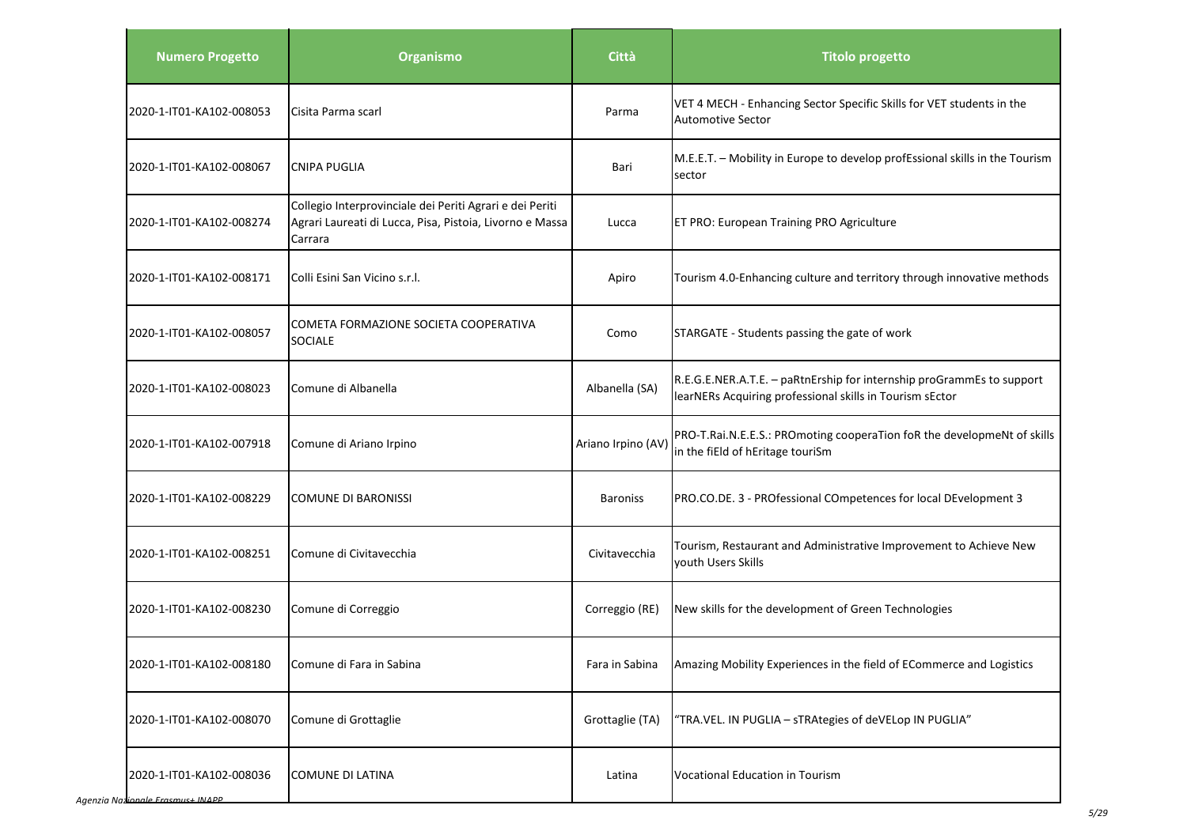| Numero Progetto | Organismo | Città | Titolo progetto |
|---|---|---|---|
| 2020-1-IT01-KA102-008053 | Cisita Parma scarl | Parma | VET 4 MECH - Enhancing Sector Specific Skills for VET students in the Automotive Sector |
| 2020-1-IT01-KA102-008067 | CNIPA PUGLIA | Bari | M.E.E.T. – Mobility in Europe to develop profEssional skills in the Tourism sector |
| 2020-1-IT01-KA102-008274 | Collegio Interprovinciale dei Periti Agrari e dei Periti Agrari Laureati di Lucca, Pisa, Pistoia, Livorno e Massa Carrara | Lucca | ET PRO: European Training PRO Agriculture |
| 2020-1-IT01-KA102-008171 | Colli Esini San Vicino s.r.l. | Apiro | Tourism 4.0-Enhancing culture and territory through innovative methods |
| 2020-1-IT01-KA102-008057 | COMETA FORMAZIONE SOCIETA COOPERATIVA SOCIALE | Como | STARGATE - Students passing the gate of work |
| 2020-1-IT01-KA102-008023 | Comune di Albanella | Albanella (SA) | R.E.G.E.NER.A.T.E. – paRtnErship for internship proGrammEs to support learNERs Acquiring professional skills in Tourism sEctor |
| 2020-1-IT01-KA102-007918 | Comune di Ariano Irpino | Ariano Irpino (AV) | PRO-T.Rai.N.E.E.S.: PROmoting cooperaTion foR the developmeNt of skills in the fiEld of hEritage touriSm |
| 2020-1-IT01-KA102-008229 | COMUNE DI BARONISSI | Baroniss | PRO.CO.DE. 3 - PROfessional COmpetences for local DEvelopment 3 |
| 2020-1-IT01-KA102-008251 | Comune di Civitavecchia | Civitavecchia | Tourism, Restaurant and Administrative Improvement to Achieve New youth Users Skills |
| 2020-1-IT01-KA102-008230 | Comune di Correggio | Correggio (RE) | New skills for the development of Green Technologies |
| 2020-1-IT01-KA102-008180 | Comune di Fara in Sabina | Fara in Sabina | Amazing Mobility Experiences in the field of ECommerce and Logistics |
| 2020-1-IT01-KA102-008070 | Comune di Grottaglie | Grottaglie (TA) | "TRA.VEL. IN PUGLIA – sTRAtegies of deVELop IN PUGLIA" |
| 2020-1-IT01-KA102-008036 | COMUNE DI LATINA | Latina | Vocational Education in Tourism |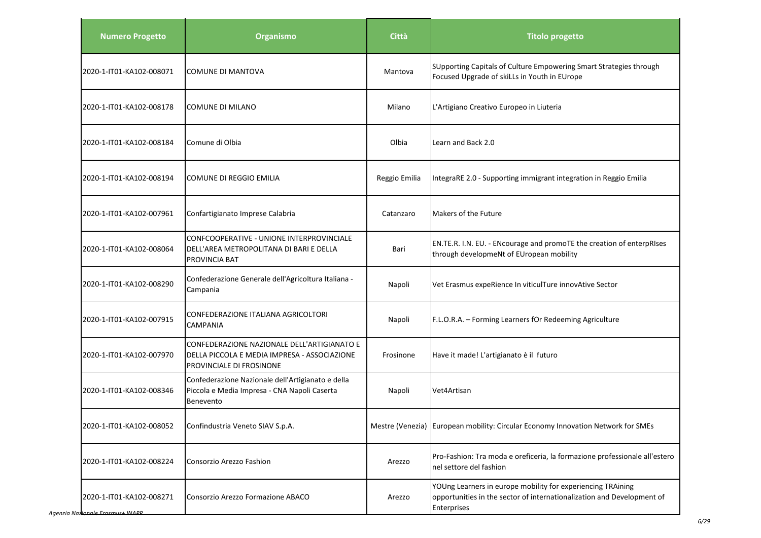| Numero Progetto | Organismo | Città | Titolo progetto |
| --- | --- | --- | --- |
| 2020-1-IT01-KA102-008071 | COMUNE DI MANTOVA | Mantova | SUpporting Capitals of Culture Empowering Smart Strategies through Focused Upgrade of skiLLs in Youth in EUrope |
| 2020-1-IT01-KA102-008178 | COMUNE DI MILANO | Milano | L'Artigiano Creativo Europeo in Liuteria |
| 2020-1-IT01-KA102-008184 | Comune di Olbia | Olbia | Learn and Back 2.0 |
| 2020-1-IT01-KA102-008194 | COMUNE DI REGGIO EMILIA | Reggio Emilia | IntegraRE 2.0 - Supporting immigrant integration in Reggio Emilia |
| 2020-1-IT01-KA102-007961 | Confartigianato Imprese Calabria | Catanzaro | Makers of the Future |
| 2020-1-IT01-KA102-008064 | CONFCOOPERATIVE - UNIONE INTERPROVINCIALE DELL'AREA METROPOLITANA DI BARI E DELLA PROVINCIA BAT | Bari | EN.TE.R. I.N. EU. - ENcourage and promoTE the creation of enterpRIses through developmeNt of EUropean mobility |
| 2020-1-IT01-KA102-008290 | Confederazione Generale dell'Agricoltura Italiana - Campania | Napoli | Vet Erasmus expeRience In viticulTure innovAtive Sector |
| 2020-1-IT01-KA102-007915 | CONFEDERAZIONE ITALIANA AGRICOLTORI CAMPANIA | Napoli | F.L.O.R.A. – Forming Learners fOr Redeeming Agriculture |
| 2020-1-IT01-KA102-007970 | CONFEDERAZIONE NAZIONALE DELL'ARTIGIANATO E DELLA PICCOLA E MEDIA IMPRESA - ASSOCIAZIONE PROVINCIALE DI FROSINONE | Frosinone | Have it made! L'artigianato è il futuro |
| 2020-1-IT01-KA102-008346 | Confederazione Nazionale dell'Artigianato e della Piccola e Media Impresa - CNA Napoli Caserta Benevento | Napoli | Vet4Artisan |
| 2020-1-IT01-KA102-008052 | Confindustria Veneto SIAV S.p.A. | Mestre (Venezia) | European mobility: Circular Economy Innovation Network for SMEs |
| 2020-1-IT01-KA102-008224 | Consorzio Arezzo Fashion | Arezzo | Pro-Fashion: Tra moda e oreficeria, la formazione professionale all'estero nel settore del fashion |
| 2020-1-IT01-KA102-008271 | Consorzio Arezzo Formazione ABACO | Arezzo | YOUng Learners in europe mobility for experiencing TRAining opportunities in the sector of internationalization and Development of Enterprises |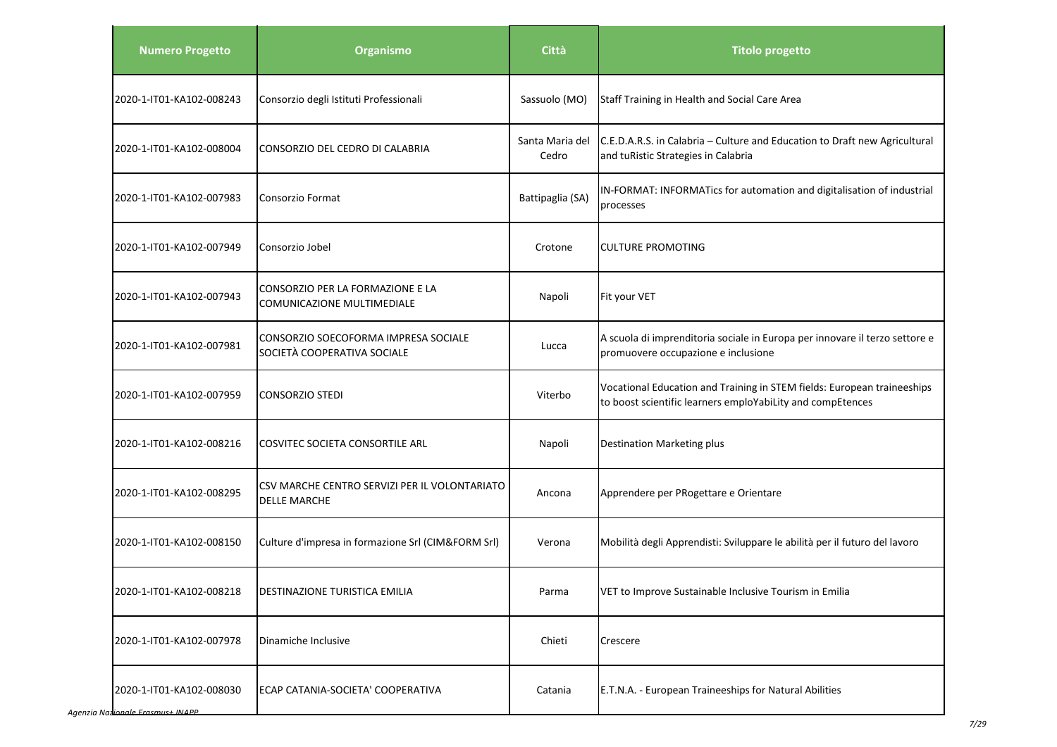| Numero Progetto | Organismo | Città | Titolo progetto |
|---|---|---|---|
| 2020-1-IT01-KA102-008243 | Consorzio degli Istituti Professionali | Sassuolo (MO) | Staff Training in Health and Social Care Area |
| 2020-1-IT01-KA102-008004 | CONSORZIO DEL CEDRO DI CALABRIA | Santa Maria del Cedro | C.E.D.A.R.S. in Calabria – Culture and Education to Draft new Agricultural and tuRistic Strategies in Calabria |
| 2020-1-IT01-KA102-007983 | Consorzio Format | Battipaglia (SA) | IN-FORMAT: INFORMATics for automation and digitalisation of industrial processes |
| 2020-1-IT01-KA102-007949 | Consorzio Jobel | Crotone | CULTURE PROMOTING |
| 2020-1-IT01-KA102-007943 | CONSORZIO PER LA FORMAZIONE E LA COMUNICAZIONE MULTIMEDIALE | Napoli | Fit your VET |
| 2020-1-IT01-KA102-007981 | CONSORZIO SOECOFORMA IMPRESA SOCIALE SOCIETÀ COOPERATIVA SOCIALE | Lucca | A scuola di imprenditoria sociale in Europa per innovare il terzo settore e promuovere occupazione e inclusione |
| 2020-1-IT01-KA102-007959 | CONSORZIO STEDI | Viterbo | Vocational Education and Training in STEM fields: European traineeships to boost scientific learners emploYabiLity and compEtences |
| 2020-1-IT01-KA102-008216 | COSVITEC SOCIETA CONSORTILE ARL | Napoli | Destination Marketing plus |
| 2020-1-IT01-KA102-008295 | CSV MARCHE CENTRO SERVIZI PER IL VOLONTARIATO DELLE MARCHE | Ancona | Apprendere per PRogettare e Orientare |
| 2020-1-IT01-KA102-008150 | Culture d'impresa in formazione Srl (CIM&FORM Srl) | Verona | Mobilità degli Apprendisti: Sviluppare le abilità per il futuro del lavoro |
| 2020-1-IT01-KA102-008218 | DESTINAZIONE TURISTICA EMILIA | Parma | VET to Improve Sustainable Inclusive Tourism in Emilia |
| 2020-1-IT01-KA102-007978 | Dinamiche Inclusive | Chieti | Crescere |
| 2020-1-IT01-KA102-008030 | ECAP CATANIA-SOCIETA' COOPERATIVA | Catania | E.T.N.A. - European Traineeships for Natural Abilities |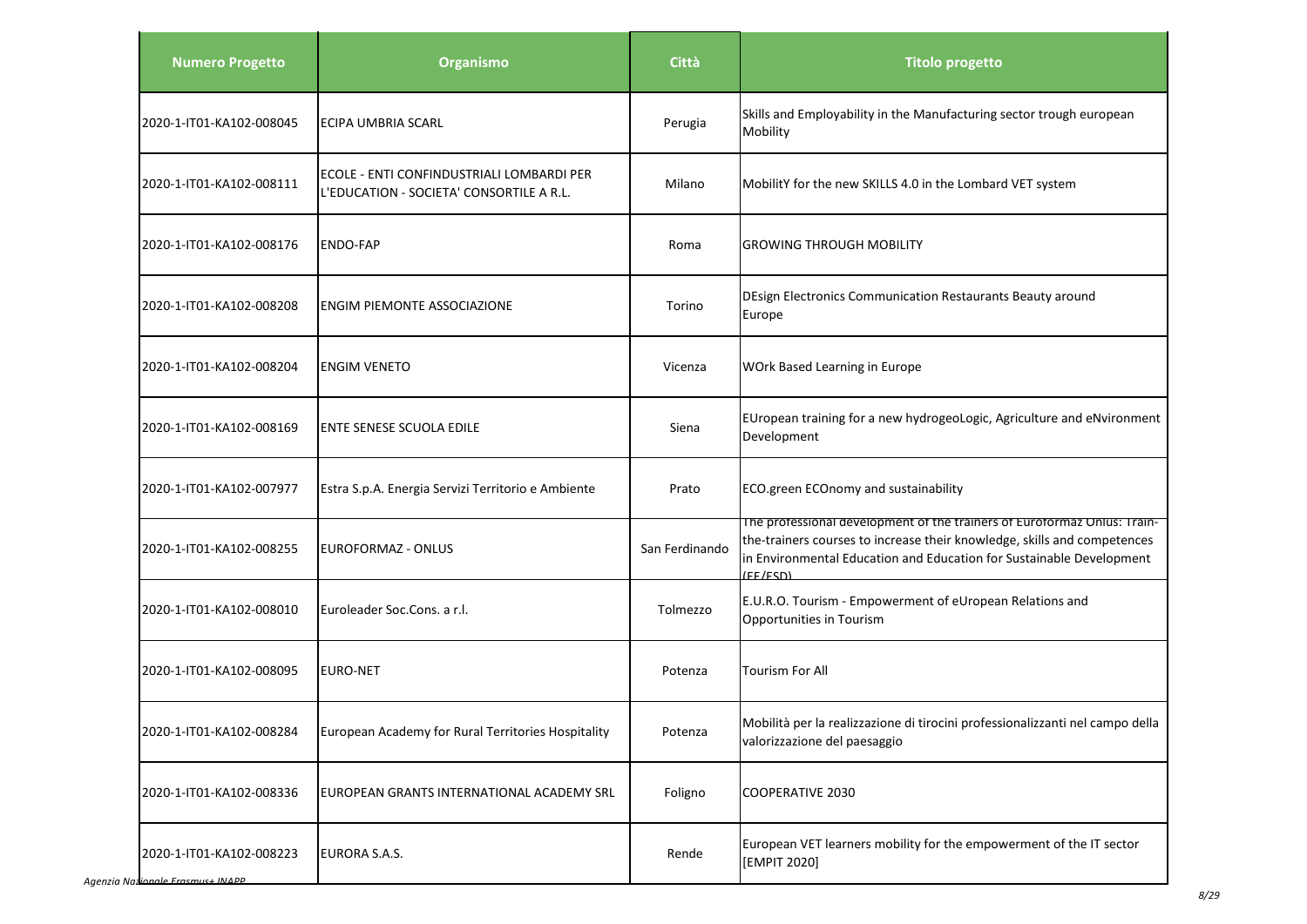| Numero Progetto | Organismo | Città | Titolo progetto |
|---|---|---|---|
| 2020-1-IT01-KA102-008045 | ECIPA UMBRIA SCARL | Perugia | Skills and Employability in the Manufacturing sector trough european Mobility |
| 2020-1-IT01-KA102-008111 | ECOLE - ENTI CONFINDUSTRIALI LOMBARDI PER L'EDUCATION - SOCIETA' CONSORTILE A R.L. | Milano | MobilitY for the new SKILLS 4.0 in the Lombard VET system |
| 2020-1-IT01-KA102-008176 | ENDO-FAP | Roma | GROWING THROUGH MOBILITY |
| 2020-1-IT01-KA102-008208 | ENGIM PIEMONTE ASSOCIAZIONE | Torino | DEsign Electronics Communication Restaurants Beauty around Europe |
| 2020-1-IT01-KA102-008204 | ENGIM VENETO | Vicenza | WOrk Based Learning in Europe |
| 2020-1-IT01-KA102-008169 | ENTE SENESE SCUOLA EDILE | Siena | EUropean training for a new hydrogeoLogic, Agriculture and eNvironment Development |
| 2020-1-IT01-KA102-007977 | Estra S.p.A. Energia Servizi Territorio e Ambiente | Prato | ECO.green ECOnomy and sustainability |
| 2020-1-IT01-KA102-008255 | EUROFORMAZ - ONLUS | San Ferdinando | The professional development of the trainers of Euroformaz Onlus: Train-the-trainers courses to increase their knowledge, skills and competences in Environmental Education and Education for Sustainable Development (EE/ESD) |
| 2020-1-IT01-KA102-008010 | Euroleader Soc.Cons. a r.l. | Tolmezzo | E.U.R.O. Tourism - Empowerment of eUropean Relations and Opportunities in Tourism |
| 2020-1-IT01-KA102-008095 | EURO-NET | Potenza | Tourism For All |
| 2020-1-IT01-KA102-008284 | European Academy for Rural Territories Hospitality | Potenza | Mobilità per la realizzazione di tirocini professionalizzanti nel campo della valorizzazione del paesaggio |
| 2020-1-IT01-KA102-008336 | EUROPEAN GRANTS INTERNATIONAL ACADEMY SRL | Foligno | COOPERATIVE 2030 |
| 2020-1-IT01-KA102-008223 | EURORA S.A.S. | Rende | European VET learners mobility for the empowerment of the IT sector [EMPIT 2020] |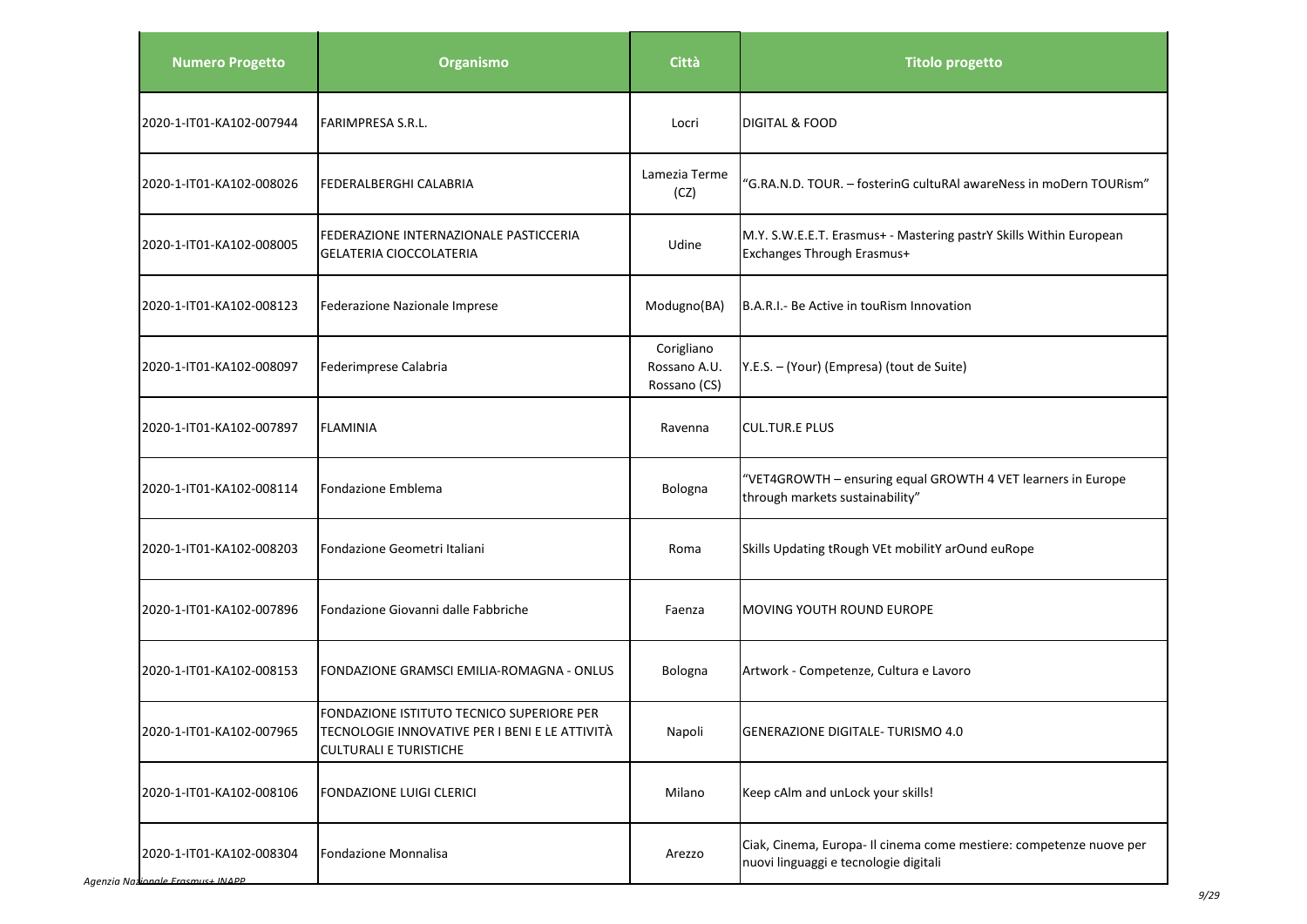| Numero Progetto | Organismo | Città | Titolo progetto |
|---|---|---|---|
| 2020-1-IT01-KA102-007944 | FARIMPRESA S.R.L. | Locri | DIGITAL & FOOD |
| 2020-1-IT01-KA102-008026 | FEDERALBERGHI CALABRIA | Lamezia Terme (CZ) | "G.RA.N.D. TOUR. – fosterinG culturAl awareNess in moDern TOURism" |
| 2020-1-IT01-KA102-008005 | FEDERAZIONE INTERNAZIONALE PASTICCERIA GELATERIA CIOCCOLATERIA | Udine | M.Y. S.W.E.E.T. Erasmus+ - Mastering pastrY Skills Within European Exchanges Through Erasmus+ |
| 2020-1-IT01-KA102-008123 | Federazione Nazionale Imprese | Modugno(BA) | B.A.R.I.- Be Active in touRism Innovation |
| 2020-1-IT01-KA102-008097 | Federimprese Calabria | Corigliano Rossano A.U. Rossano (CS) | Y.E.S. – (Your) (Empresa) (tout de Suite) |
| 2020-1-IT01-KA102-007897 | FLAMINIA | Ravenna | CUL.TUR.E PLUS |
| 2020-1-IT01-KA102-008114 | Fondazione Emblema | Bologna | "VET4GROWTH – ensuring equal GROWTH 4 VET learners in Europe through markets sustainability" |
| 2020-1-IT01-KA102-008203 | Fondazione Geometri Italiani | Roma | Skills Updating tRough VEt mobilitY arOund euRope |
| 2020-1-IT01-KA102-007896 | Fondazione Giovanni dalle Fabbriche | Faenza | MOVING YOUTH ROUND EUROPE |
| 2020-1-IT01-KA102-008153 | FONDAZIONE GRAMSCI EMILIA-ROMAGNA - ONLUS | Bologna | Artwork - Competenze, Cultura e Lavoro |
| 2020-1-IT01-KA102-007965 | FONDAZIONE ISTITUTO TECNICO SUPERIORE PER TECNOLOGIE INNOVATIVE PER I BENI E LE ATTIVITÀ CULTURALI E TURISTICHE | Napoli | GENERAZIONE DIGITALE- TURISMO 4.0 |
| 2020-1-IT01-KA102-008106 | FONDAZIONE LUIGI CLERICI | Milano | Keep cAlm and unLock your skills! |
| 2020-1-IT01-KA102-008304 | Fondazione Monnalisa | Arezzo | Ciak, Cinema, Europa- Il cinema come mestiere: competenze nuove per nuovi linguaggi e tecnologie digitali |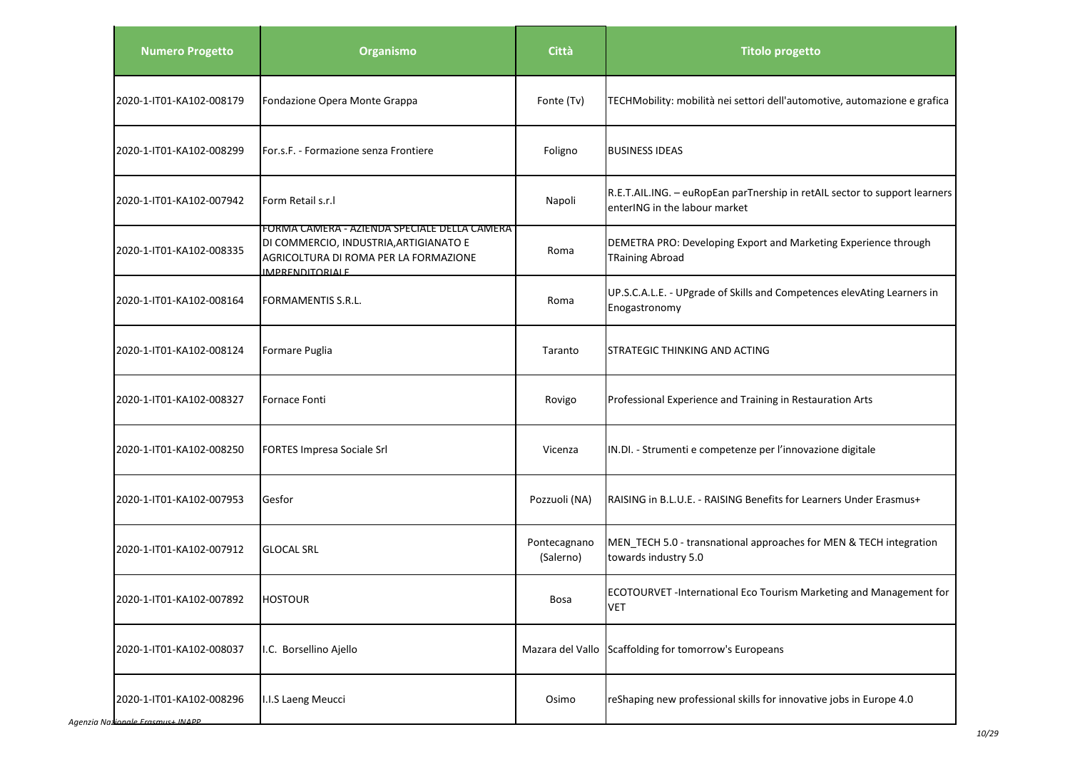| Numero Progetto | Organismo | Città | Titolo progetto |
|---|---|---|---|
| 2020-1-IT01-KA102-008179 | Fondazione Opera Monte Grappa | Fonte (Tv) | TECHMobility: mobilità nei settori dell'automotive, automazione e grafica |
| 2020-1-IT01-KA102-008299 | For.s.F. - Formazione senza Frontiere | Foligno | BUSINESS IDEAS |
| 2020-1-IT01-KA102-007942 | Form Retail s.r.l | Napoli | R.E.T.AIL.ING. – euRopEan parTnership in retAIL sector to support learners enterING in the labour market |
| 2020-1-IT01-KA102-008335 | FORMA CAMERA - AZIENDA SPECIALE DELLA CAMERA DI COMMERCIO, INDUSTRIA,ARTIGIANATO E AGRICOLTURA DI ROMA PER LA FORMAZIONE IMPRENDITORIALE | Roma | DEMETRA PRO: Developing Export and Marketing Experience through TRaining Abroad |
| 2020-1-IT01-KA102-008164 | FORMAMENTIS S.R.L. | Roma | UP.S.C.A.L.E. - UPgrade of Skills and Competences elevAting Learners in Enogastronomy |
| 2020-1-IT01-KA102-008124 | Formare Puglia | Taranto | STRATEGIC THINKING AND ACTING |
| 2020-1-IT01-KA102-008327 | Fornace Fonti | Rovigo | Professional Experience and Training in Restauration Arts |
| 2020-1-IT01-KA102-008250 | FORTES Impresa Sociale Srl | Vicenza | IN.DI. - Strumenti e competenze per l'innovazione digitale |
| 2020-1-IT01-KA102-007953 | Gesfor | Pozzuoli (NA) | RAISING in B.L.U.E. - RAISING Benefits for Learners Under Erasmus+ |
| 2020-1-IT01-KA102-007912 | GLOCAL SRL | Pontecagnano (Salerno) | MEN_TECH 5.0 - transnational approaches for MEN & TECH integration towards industry 5.0 |
| 2020-1-IT01-KA102-007892 | HOSTOUR | Bosa | ECOTOURVET -International Eco Tourism Marketing and Management for VET |
| 2020-1-IT01-KA102-008037 | I.C. Borsellino Ajello | Mazara del Vallo | Scaffolding for tomorrow's Europeans |
| 2020-1-IT01-KA102-008296 | I.I.S Laeng Meucci | Osimo | reShaping new professional skills for innovative jobs in Europe 4.0 |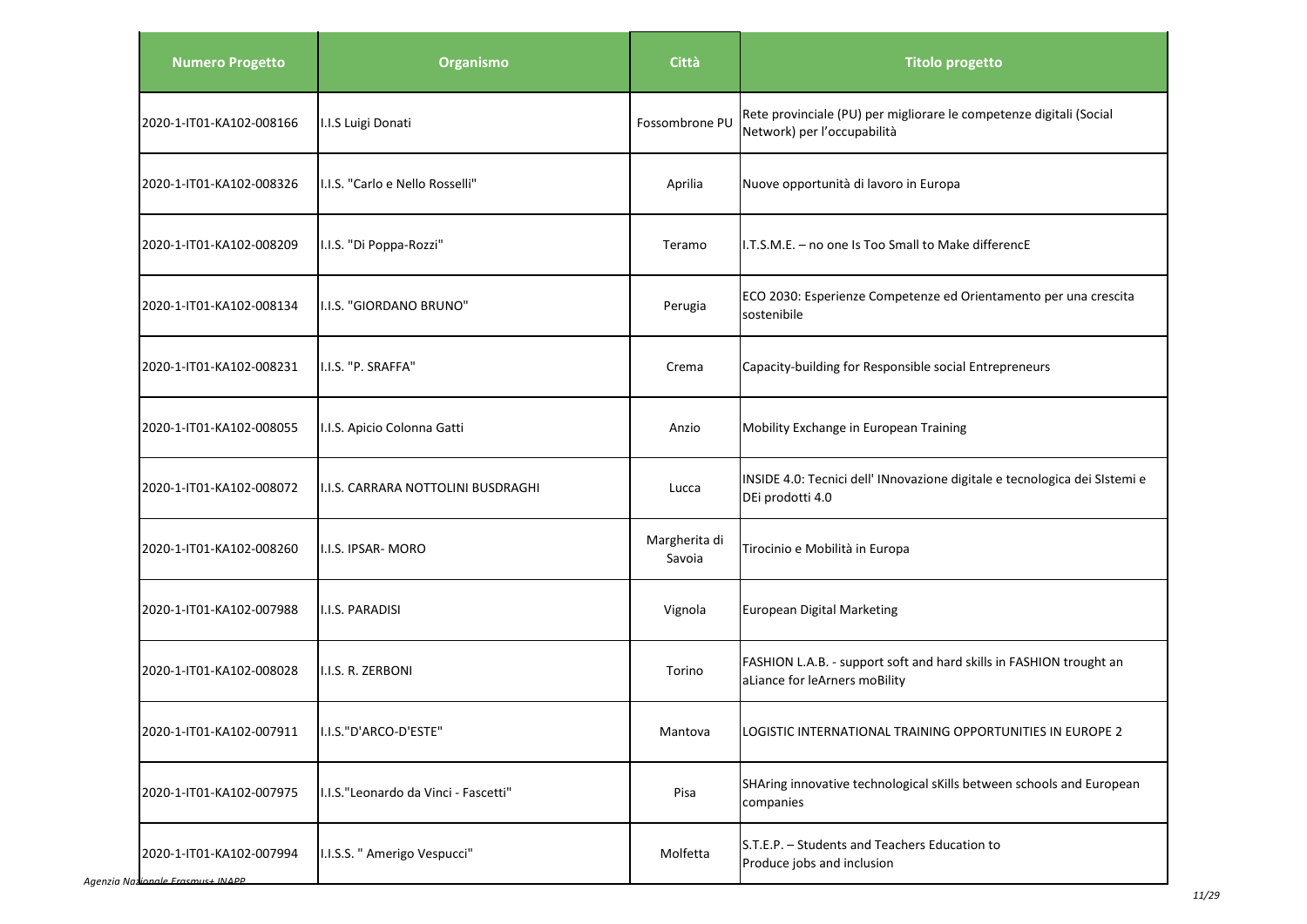| Numero Progetto | Organismo | Città | Titolo progetto |
|---|---|---|---|
| 2020-1-IT01-KA102-008166 | I.I.S Luigi Donati | Fossombrone PU | Rete provinciale (PU) per migliorare le competenze digitali (Social Network) per l'occupabilità |
| 2020-1-IT01-KA102-008326 | I.I.S. "Carlo e Nello Rosselli" | Aprilia | Nuove opportunità di lavoro in Europa |
| 2020-1-IT01-KA102-008209 | I.I.S. "Di Poppa-Rozzi" | Teramo | I.T.S.M.E. – no one Is Too Small to Make differencE |
| 2020-1-IT01-KA102-008134 | I.I.S. "GIORDANO BRUNO" | Perugia | ECO 2030: Esperienze Competenze ed Orientamento per una crescita sostenibile |
| 2020-1-IT01-KA102-008231 | I.I.S. "P. SRAFFA" | Crema | Capacity-building for Responsible social Entrepreneurs |
| 2020-1-IT01-KA102-008055 | I.I.S. Apicio Colonna Gatti | Anzio | Mobility Exchange in European Training |
| 2020-1-IT01-KA102-008072 | I.I.S. CARRARA NOTTOLINI BUSDRAGHI | Lucca | INSIDE 4.0: Tecnici dell' INnovazione digitale e tecnologica dei SIstemi e DEi prodotti 4.0 |
| 2020-1-IT01-KA102-008260 | I.I.S. IPSAR- MORO | Margherita di Savoia | Tirocinio e Mobilità in Europa |
| 2020-1-IT01-KA102-007988 | I.I.S. PARADISI | Vignola | European Digital Marketing |
| 2020-1-IT01-KA102-008028 | I.I.S. R. ZERBONI | Torino | FASHION L.A.B. - support soft and hard skills in FASHION trought an aLiance for leArners moBility |
| 2020-1-IT01-KA102-007911 | I.I.S."D'ARCO-D'ESTE" | Mantova | LOGISTIC INTERNATIONAL TRAINING OPPORTUNITIES IN EUROPE 2 |
| 2020-1-IT01-KA102-007975 | I.I.S."Leonardo da Vinci - Fascetti" | Pisa | SHAring innovative technological sKills between schools and European companies |
| 2020-1-IT01-KA102-007994 | I.I.S.S. " Amerigo Vespucci" | Molfetta | S.T.E.P. – Students and Teachers Education to Produce jobs and inclusion |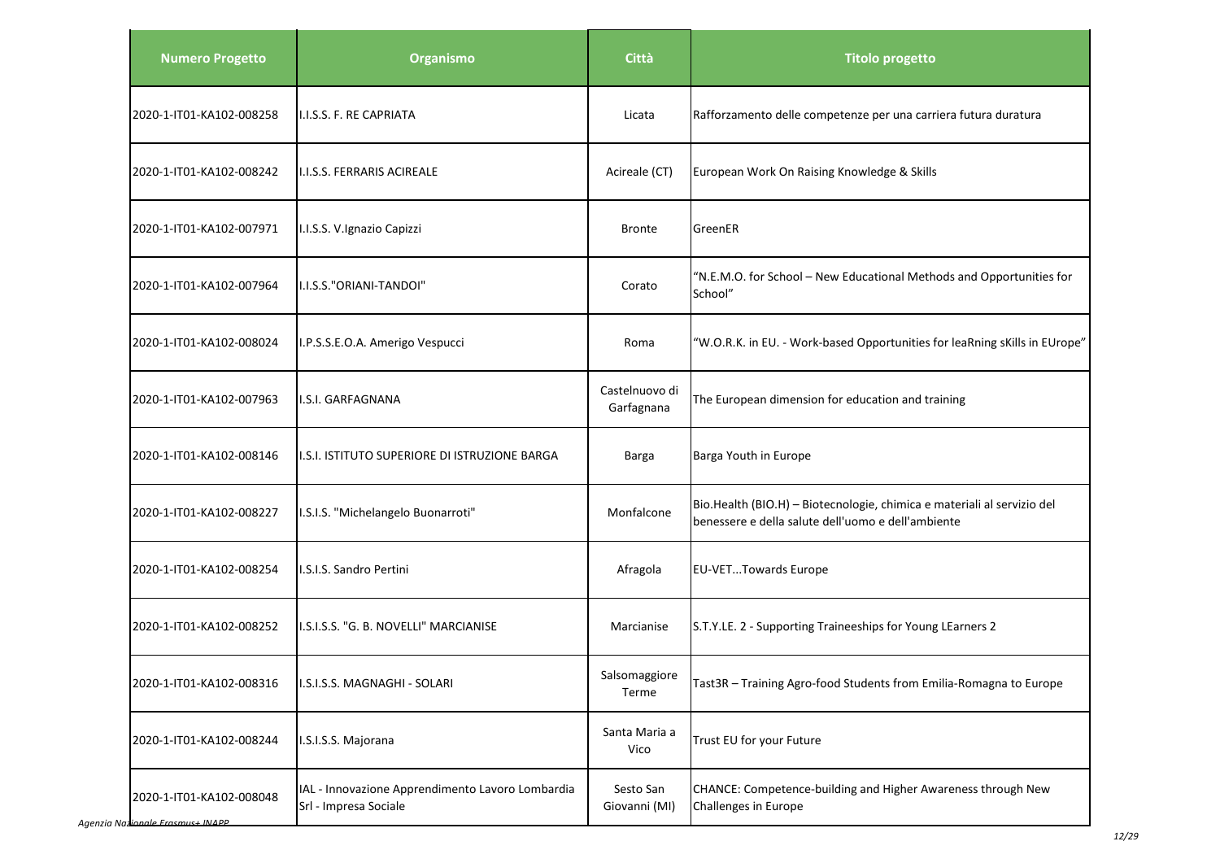| Numero Progetto | Organismo | Città | Titolo progetto |
|---|---|---|---|
| 2020-1-IT01-KA102-008258 | I.I.S.S. F. RE CAPRIATA | Licata | Rafforzamento delle competenze per una carriera futura duratura |
| 2020-1-IT01-KA102-008242 | I.I.S.S. FERRARIS ACIREALE | Acireale (CT) | European Work On Raising Knowledge & Skills |
| 2020-1-IT01-KA102-007971 | I.I.S.S. V.Ignazio Capizzi | Bronte | GreenER |
| 2020-1-IT01-KA102-007964 | I.I.S.S."ORIANI-TANDOI" | Corato | "N.E.M.O. for School – New Educational Methods and Opportunities for School" |
| 2020-1-IT01-KA102-008024 | I.P.S.S.E.O.A. Amerigo Vespucci | Roma | "W.O.R.K. in EU. - Work-based Opportunities for leaRning sKills in EUrope" |
| 2020-1-IT01-KA102-007963 | I.S.I. GARFAGNANA | Castelnuovo di Garfagnana | The European dimension for education and training |
| 2020-1-IT01-KA102-008146 | I.S.I. ISTITUTO SUPERIORE DI ISTRUZIONE BARGA | Barga | Barga Youth in Europe |
| 2020-1-IT01-KA102-008227 | I.S.I.S. "Michelangelo Buonarroti" | Monfalcone | Bio.Health (BIO.H) – Biotecnologie, chimica e materiali al servizio del benessere e della salute dell'uomo e dell'ambiente |
| 2020-1-IT01-KA102-008254 | I.S.I.S. Sandro Pertini | Afragola | EU-VET...Towards Europe |
| 2020-1-IT01-KA102-008252 | I.S.I.S.S. "G. B. NOVELLI" MARCIANISE | Marcianise | S.T.Y.LE. 2 - Supporting Traineeships for Young LEarners 2 |
| 2020-1-IT01-KA102-008316 | I.S.I.S.S. MAGNAGHI - SOLARI | Salsomaggiore Terme | Tast3R – Training Agro-food Students from Emilia-Romagna to Europe |
| 2020-1-IT01-KA102-008244 | I.S.I.S.S. Majorana | Santa Maria a Vico | Trust EU for your Future |
| 2020-1-IT01-KA102-008048 | IAL - Innovazione Apprendimento Lavoro Lombardia Srl - Impresa Sociale | Sesto San Giovanni (MI) | CHANCE: Competence-building and Higher Awareness through New Challenges in Europe |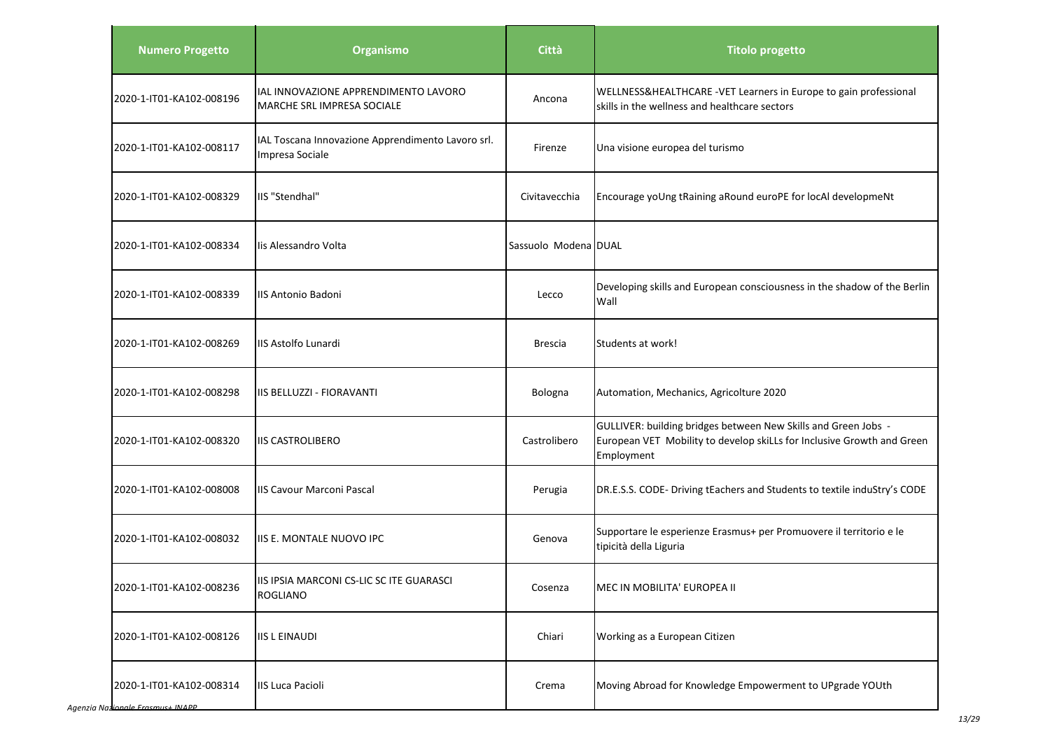| Numero Progetto | Organismo | Città | Titolo progetto |
|---|---|---|---|
| 2020-1-IT01-KA102-008196 | IAL INNOVAZIONE APPRENDIMENTO LAVORO MARCHE SRL IMPRESA SOCIALE | Ancona | WELLNESS&HEALTHCARE -VET Learners in Europe to gain professional skills in the wellness and healthcare sectors |
| 2020-1-IT01-KA102-008117 | IAL Toscana Innovazione Apprendimento Lavoro srl. Impresa Sociale | Firenze | Una visione europea del turismo |
| 2020-1-IT01-KA102-008329 | IIS "Stendhal" | Civitavecchia | Encourage yoUng tRaining aRound euroPE for locAl developmeNt |
| 2020-1-IT01-KA102-008334 | Iis Alessandro Volta | Sassuolo Modena | DUAL |
| 2020-1-IT01-KA102-008339 | IIS Antonio Badoni | Lecco | Developing skills and European consciousness in the shadow of the Berlin Wall |
| 2020-1-IT01-KA102-008269 | IIS Astolfo Lunardi | Brescia | Students at work! |
| 2020-1-IT01-KA102-008298 | IIS BELLUZZI - FIORAVANTI | Bologna | Automation, Mechanics, Agricolture 2020 |
| 2020-1-IT01-KA102-008320 | IIS CASTROLIBERO | Castrolibero | GULLIVER: building bridges between New Skills and Green Jobs - European VET Mobility to develop skiLLs for Inclusive Growth and Green Employment |
| 2020-1-IT01-KA102-008008 | IIS Cavour Marconi Pascal | Perugia | DR.E.S.S. CODE- Driving tEachers and Students to textile induStry's CODE |
| 2020-1-IT01-KA102-008032 | IIS E. MONTALE NUOVO IPC | Genova | Supportare le esperienze Erasmus+ per Promuovere il territorio e le tipicità della Liguria |
| 2020-1-IT01-KA102-008236 | IIS IPSIA MARCONI CS-LIC SC ITE GUARASCI ROGLIANO | Cosenza | MEC IN MOBILITA' EUROPEA II |
| 2020-1-IT01-KA102-008126 | IIS L EINAUDI | Chiari | Working as a European Citizen |
| 2020-1-IT01-KA102-008314 | IIS Luca Pacioli | Crema | Moving Abroad for Knowledge Empowerment to UPgrade YOUth |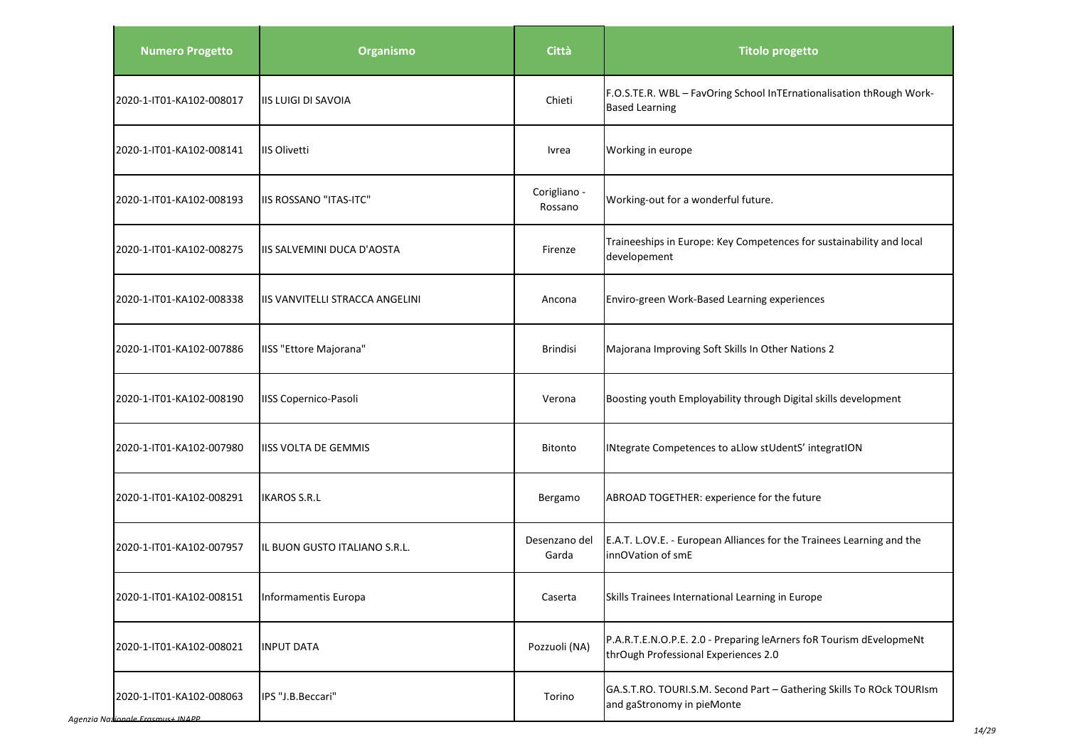| Numero Progetto | Organismo | Città | Titolo progetto |
|---|---|---|---|
| 2020-1-IT01-KA102-008017 | IIS LUIGI DI SAVOIA | Chieti | F.O.S.TE.R. WBL – FavOring School InTErnationalisation thRough Work-Based Learning |
| 2020-1-IT01-KA102-008141 | IIS Olivetti | Ivrea | Working in europe |
| 2020-1-IT01-KA102-008193 | IIS ROSSANO "ITAS-ITC" | Corigliano - Rossano | Working-out for a wonderful future. |
| 2020-1-IT01-KA102-008275 | IIS SALVEMINI DUCA D'AOSTA | Firenze | Traineeships in Europe: Key Competences for sustainability and local developement |
| 2020-1-IT01-KA102-008338 | IIS VANVITELLI STRACCA ANGELINI | Ancona | Enviro-green Work-Based Learning experiences |
| 2020-1-IT01-KA102-007886 | IISS "Ettore Majorana" | Brindisi | Majorana Improving Soft Skills In Other Nations 2 |
| 2020-1-IT01-KA102-008190 | IISS Copernico-Pasoli | Verona | Boosting youth Employability through Digital skills development |
| 2020-1-IT01-KA102-007980 | IISS VOLTA DE GEMMIS | Bitonto | INtegrate Competences to aLlow stUdentS' integratION |
| 2020-1-IT01-KA102-008291 | IKAROS S.R.L | Bergamo | ABROAD TOGETHER: experience for the future |
| 2020-1-IT01-KA102-007957 | IL BUON GUSTO ITALIANO S.R.L. | Desenzano del Garda | E.A.T. L.OV.E. - European Alliances for the Trainees Learning and the innOVation of smE |
| 2020-1-IT01-KA102-008151 | Informamentis Europa | Caserta | Skills Trainees International Learning in Europe |
| 2020-1-IT01-KA102-008021 | INPUT DATA | Pozzuoli (NA) | P.A.R.T.E.N.O.P.E. 2.0 - Preparing leArners foR Tourism dEvelopmeNt thrOugh Professional Experiences 2.0 |
| 2020-1-IT01-KA102-008063 | IPS "J.B.Beccari" | Torino | GA.S.T.RO. TOURI.S.M. Second Part – Gathering Skills To ROck TOURIsm and gaStronomy in pieMonte |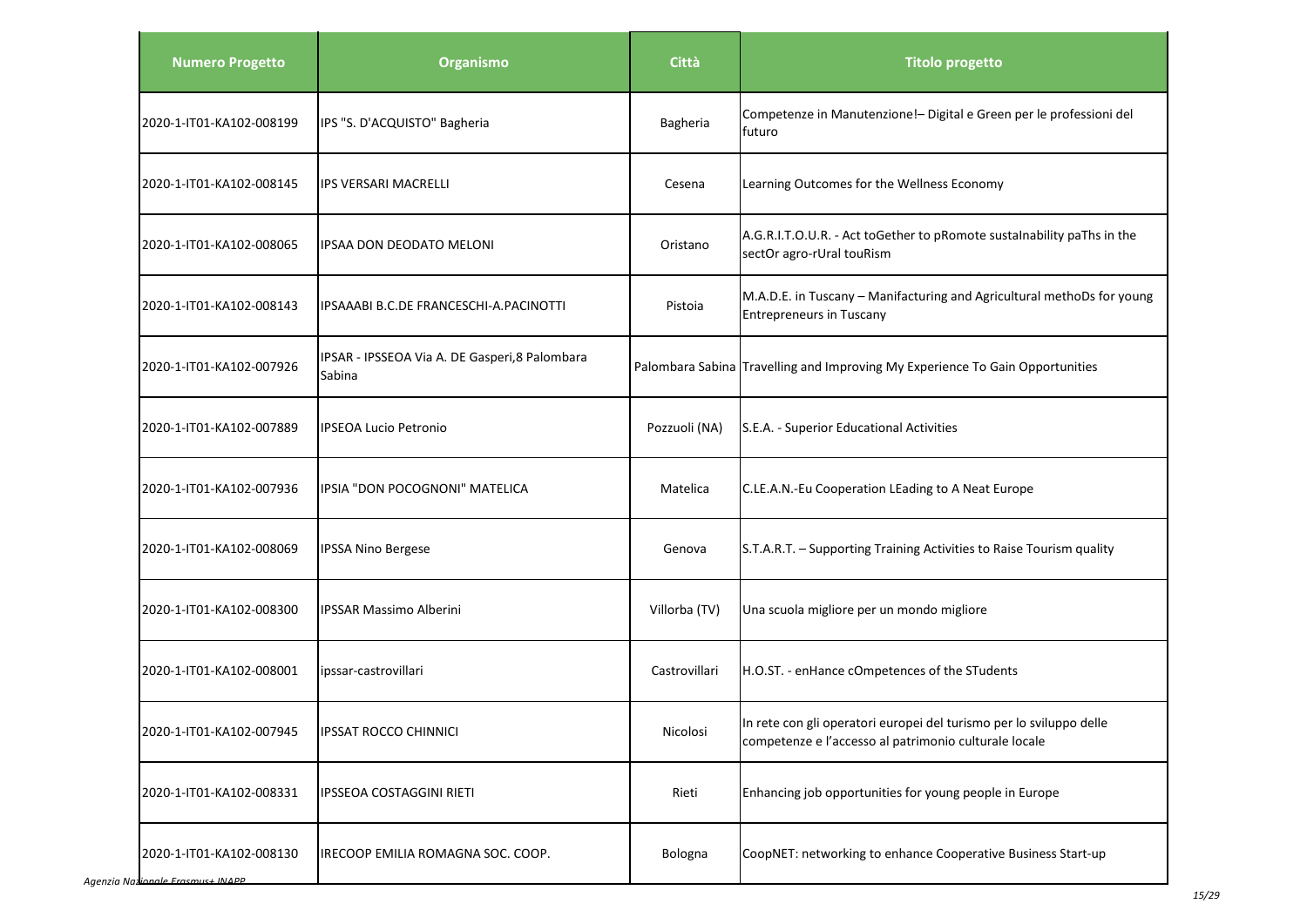| Numero Progetto | Organismo | Città | Titolo progetto |
| --- | --- | --- | --- |
| 2020-1-IT01-KA102-008199 | IPS "S. D'ACQUISTO" Bagheria | Bagheria | Competenze in Manutenzione!– Digital e Green per le professioni del futuro |
| 2020-1-IT01-KA102-008145 | IPS VERSARI MACRELLI | Cesena | Learning Outcomes for the Wellness Economy |
| 2020-1-IT01-KA102-008065 | IPSAA DON DEODATO MELONI | Oristano | A.G.R.I.T.O.U.R. - Act toGether to pRomote sustaInability paThs in the sectOr agro-rUral touRism |
| 2020-1-IT01-KA102-008143 | IPSAAABI B.C.DE FRANCESCHI-A.PACINOTTI | Pistoia | M.A.D.E. in Tuscany – Manifacturing and Agricultural methoDs for young Entrepreneurs in Tuscany |
| 2020-1-IT01-KA102-007926 | IPSAR - IPSSEOA Via A. DE Gasperi,8 Palombara Sabina | Palombara Sabina | Travelling and Improving My Experience To Gain Opportunities |
| 2020-1-IT01-KA102-007889 | IPSEOA Lucio Petronio | Pozzuoli (NA) | S.E.A. - Superior Educational Activities |
| 2020-1-IT01-KA102-007936 | IPSIA "DON POCOGNONI" MATELICA | Matelica | C.LE.A.N.-Eu Cooperation LEading to A Neat Europe |
| 2020-1-IT01-KA102-008069 | IPSSA Nino Bergese | Genova | S.T.A.R.T. – Supporting Training Activities to Raise Tourism quality |
| 2020-1-IT01-KA102-008300 | IPSSAR Massimo Alberini | Villorba (TV) | Una scuola migliore per un mondo migliore |
| 2020-1-IT01-KA102-008001 | ipssar-castrovillari | Castrovillari | H.O.ST. - enHance cOmpetences of the STudents |
| 2020-1-IT01-KA102-007945 | IPSSAT ROCCO CHINNICI | Nicolosi | In rete con gli operatori europei del turismo per lo sviluppo delle competenze e l'accesso al patrimonio culturale locale |
| 2020-1-IT01-KA102-008331 | IPSSEOA COSTAGGINI RIETI | Rieti | Enhancing job opportunities for young people in Europe |
| 2020-1-IT01-KA102-008130 | IRECOOP EMILIA ROMAGNA SOC. COOP. | Bologna | CoopNET: networking to enhance Cooperative Business Start-up |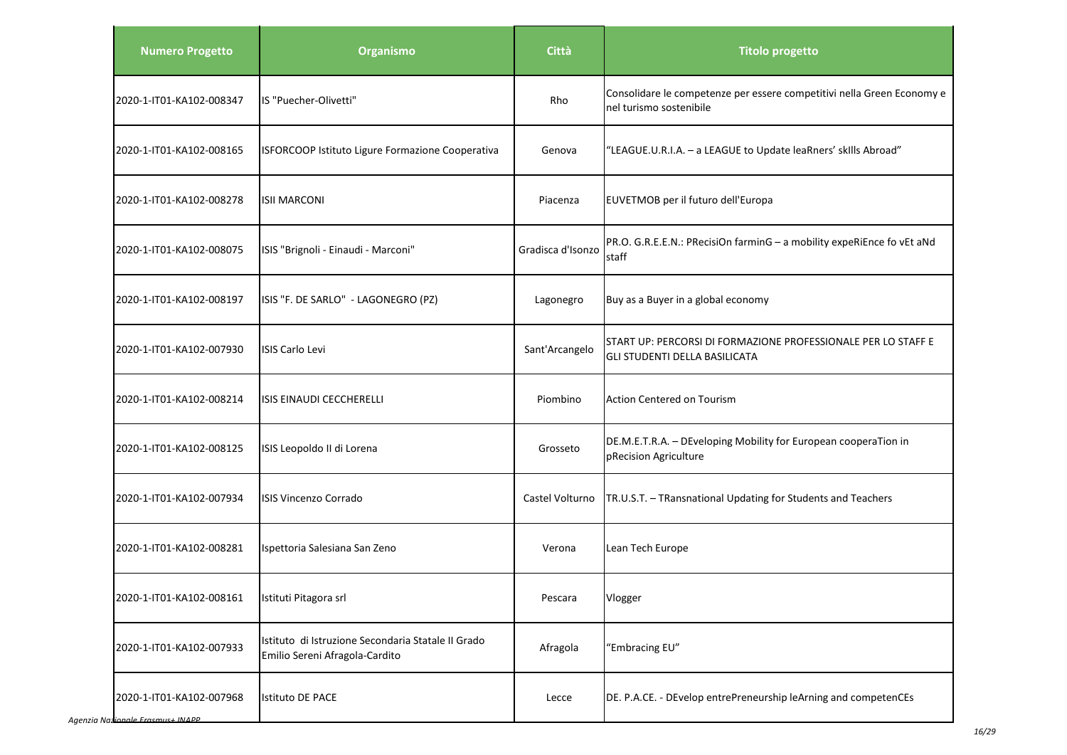| Numero Progetto | Organismo | Città | Titolo progetto |
|---|---|---|---|
| 2020-1-IT01-KA102-008347 | IS "Puecher-Olivetti" | Rho | Consolidare le competenze per essere competitivi nella Green Economy e nel turismo sostenibile |
| 2020-1-IT01-KA102-008165 | ISFORCOOP Istituto Ligure Formazione Cooperativa | Genova | "LEAGUE.U.R.I.A. – a LEAGUE to Update leaRners' skIlls Abroad" |
| 2020-1-IT01-KA102-008278 | ISII MARCONI | Piacenza | EUVETMOB per il futuro dell'Europa |
| 2020-1-IT01-KA102-008075 | ISIS "Brignoli - Einaudi - Marconi" | Gradisca d'Isonzo | PR.O. G.R.E.E.N.: PRecisiOn farminG – a mobility expeRiEnce fo vEt aNd staff |
| 2020-1-IT01-KA102-008197 | ISIS "F. DE SARLO" - LAGONEGRO (PZ) | Lagonegro | Buy as a Buyer in a global economy |
| 2020-1-IT01-KA102-007930 | ISIS Carlo Levi | Sant'Arcangelo | START UP: PERCORSI DI FORMAZIONE PROFESSIONALE PER LO STAFF E GLI STUDENTI DELLA BASILICATA |
| 2020-1-IT01-KA102-008214 | ISIS EINAUDI CECCHERELLI | Piombino | Action Centered on Tourism |
| 2020-1-IT01-KA102-008125 | ISIS Leopoldo II di Lorena | Grosseto | DE.M.E.T.R.A. – DEveloping Mobility for European cooperaTion in pRecision Agriculture |
| 2020-1-IT01-KA102-007934 | ISIS Vincenzo Corrado | Castel Volturno | TR.U.S.T. – TRansnational Updating for Students and Teachers |
| 2020-1-IT01-KA102-008281 | Ispettoria Salesiana San Zeno | Verona | Lean Tech Europe |
| 2020-1-IT01-KA102-008161 | Istituti Pitagora srl | Pescara | Vlogger |
| 2020-1-IT01-KA102-007933 | Istituto di Istruzione Secondaria Statale II Grado Emilio Sereni Afragola-Cardito | Afragola | "Embracing EU" |
| 2020-1-IT01-KA102-007968 | Istituto DE PACE | Lecce | DE. P.A.CE. - DEvelop entrePreneurship leArning and competenCEs |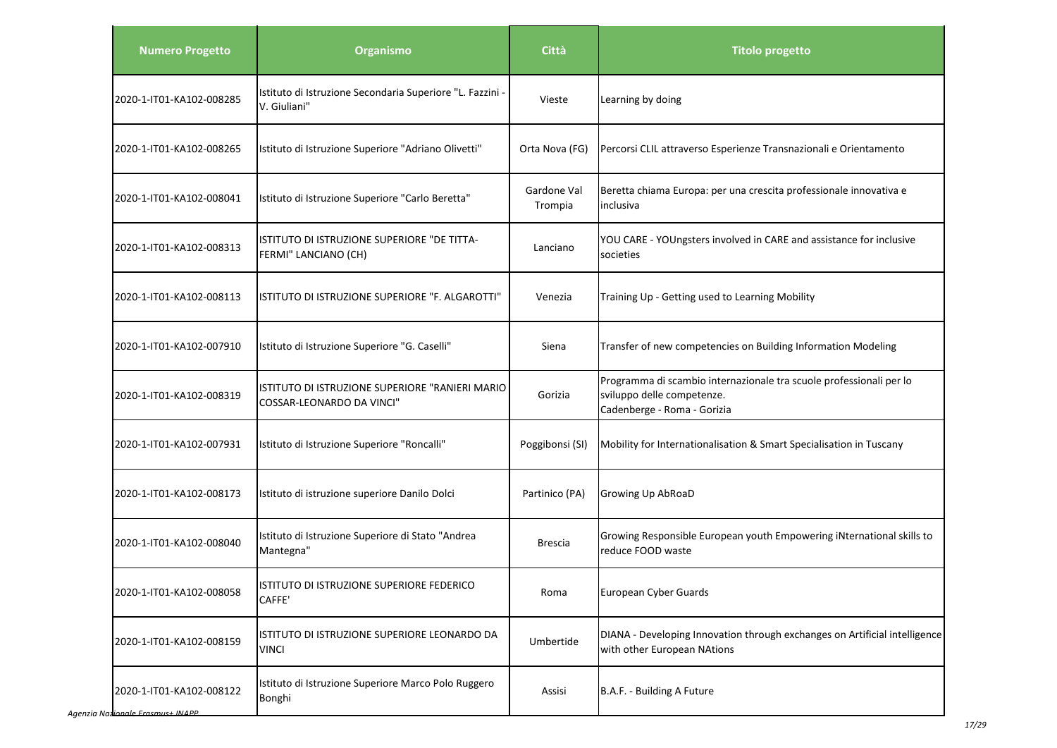| Numero Progetto | Organismo | Città | Titolo progetto |
|---|---|---|---|
| 2020-1-IT01-KA102-008285 | Istituto di Istruzione Secondaria Superiore "L. Fazzini - V. Giuliani" | Vieste | Learning by doing |
| 2020-1-IT01-KA102-008265 | Istituto di Istruzione Superiore "Adriano Olivetti" | Orta Nova (FG) | Percorsi CLIL attraverso Esperienze Transnazionali e Orientamento |
| 2020-1-IT01-KA102-008041 | Istituto di Istruzione Superiore "Carlo Beretta" | Gardone Val Trompia | Beretta chiama Europa: per una crescita professionale innovativa e inclusiva |
| 2020-1-IT01-KA102-008313 | ISTITUTO DI ISTRUZIONE SUPERIORE "DE TITTA-FERMI" LANCIANO (CH) | Lanciano | YOU CARE - YOUngsters involved in CARE and assistance for inclusive societies |
| 2020-1-IT01-KA102-008113 | ISTITUTO DI ISTRUZIONE SUPERIORE "F. ALGAROTTI" | Venezia | Training Up - Getting used to Learning Mobility |
| 2020-1-IT01-KA102-007910 | Istituto di Istruzione Superiore "G. Caselli" | Siena | Transfer of new competencies on Building Information Modeling |
| 2020-1-IT01-KA102-008319 | ISTITUTO DI ISTRUZIONE SUPERIORE "RANIERI MARIO COSSAR-LEONARDO DA VINCI" | Gorizia | Programma di scambio internazionale tra scuole professionali per lo sviluppo delle competenze. Cadenberge - Roma - Gorizia |
| 2020-1-IT01-KA102-007931 | Istituto di Istruzione Superiore "Roncalli" | Poggibonsi (SI) | Mobility for Internationalisation & Smart Specialisation in Tuscany |
| 2020-1-IT01-KA102-008173 | Istituto di istruzione superiore Danilo Dolci | Partinico (PA) | Growing Up AbRoaD |
| 2020-1-IT01-KA102-008040 | Istituto di Istruzione Superiore di Stato "Andrea Mantegna" | Brescia | Growing Responsible European youth Empowering iNternational skills to reduce FOOD waste |
| 2020-1-IT01-KA102-008058 | ISTITUTO DI ISTRUZIONE SUPERIORE FEDERICO CAFFE' | Roma | European Cyber Guards |
| 2020-1-IT01-KA102-008159 | ISTITUTO DI ISTRUZIONE SUPERIORE LEONARDO DA VINCI | Umbertide | DIANA - Developing Innovation through exchanges on Artificial intelligence with other European NAtions |
| 2020-1-IT01-KA102-008122 | Istituto di Istruzione Superiore Marco Polo Ruggero Bonghi | Assisi | B.A.F. - Building A Future |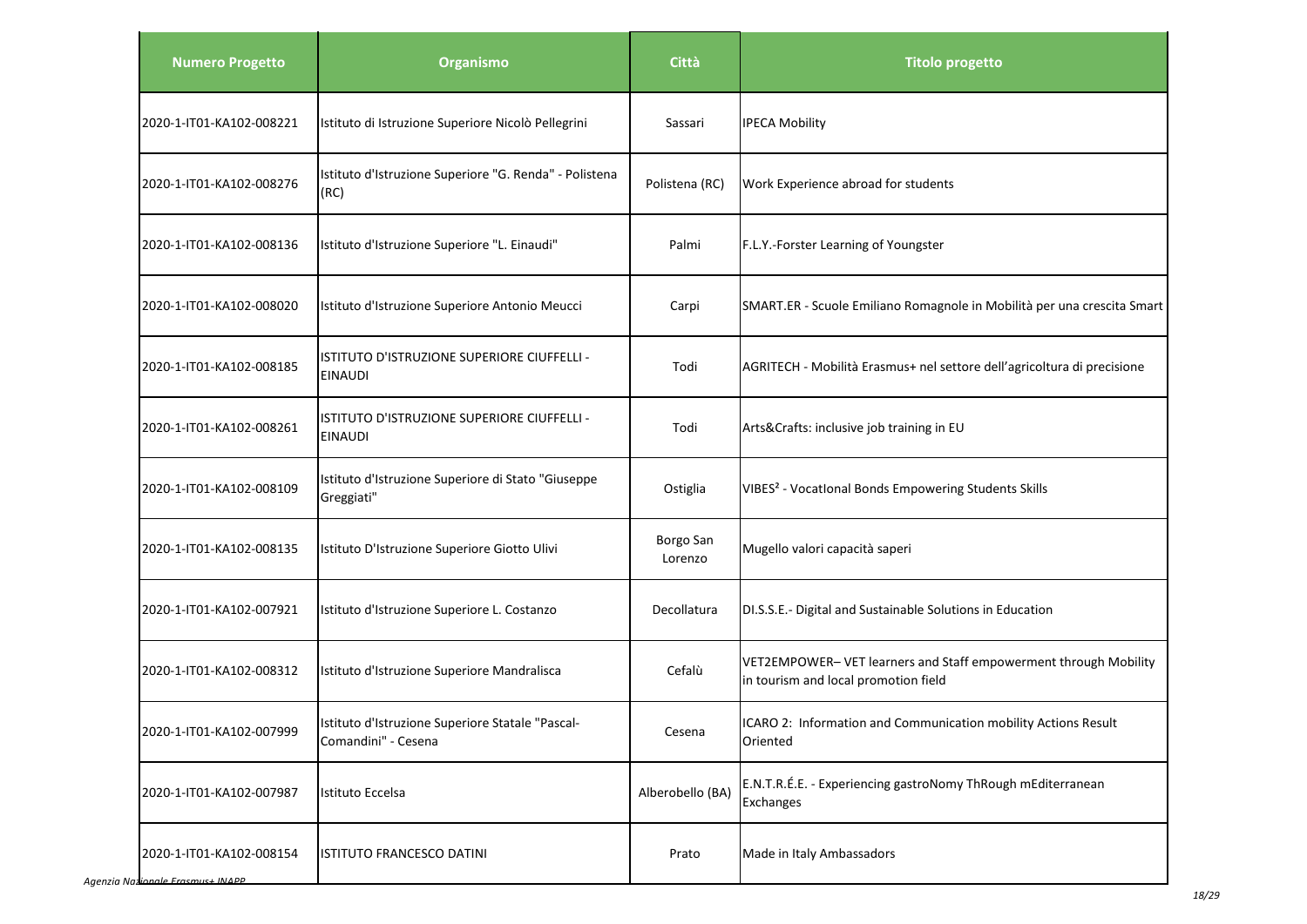| Numero Progetto | Organismo | Città | Titolo progetto |
|---|---|---|---|
| 2020-1-IT01-KA102-008221 | Istituto di Istruzione Superiore Nicolò Pellegrini | Sassari | IPECA Mobility |
| 2020-1-IT01-KA102-008276 | Istituto d'Istruzione Superiore "G. Renda" - Polistena (RC) | Polistena (RC) | Work Experience abroad for students |
| 2020-1-IT01-KA102-008136 | Istituto d'Istruzione Superiore "L. Einaudi" | Palmi | F.L.Y.-Forster Learning of Youngster |
| 2020-1-IT01-KA102-008020 | Istituto d'Istruzione Superiore Antonio Meucci | Carpi | SMART.ER - Scuole Emiliano Romagnole in Mobilità per una crescita Smart |
| 2020-1-IT01-KA102-008185 | ISTITUTO D'ISTRUZIONE SUPERIORE CIUFFELLI - EINAUDI | Todi | AGRITECH - Mobilità Erasmus+ nel settore dell'agricoltura di precisione |
| 2020-1-IT01-KA102-008261 | ISTITUTO D'ISTRUZIONE SUPERIORE CIUFFELLI - EINAUDI | Todi | Arts&Crafts: inclusive job training in EU |
| 2020-1-IT01-KA102-008109 | Istituto d'Istruzione Superiore di Stato "Giuseppe Greggiati" | Ostiglia | VIBES² - VocatIonal Bonds Empowering Students Skills |
| 2020-1-IT01-KA102-008135 | Istituto D'Istruzione Superiore Giotto Ulivi | Borgo San Lorenzo | Mugello valori capacità saperi |
| 2020-1-IT01-KA102-007921 | Istituto d'Istruzione Superiore L. Costanzo | Decollatura | DI.S.S.E.- Digital and Sustainable Solutions in Education |
| 2020-1-IT01-KA102-008312 | Istituto d'Istruzione Superiore Mandralisca | Cefalù | VET2EMPOWER– VET learners and Staff empowerment through Mobility in tourism and local promotion field |
| 2020-1-IT01-KA102-007999 | Istituto d'Istruzione Superiore Statale "Pascal-Comandini" - Cesena | Cesena | ICARO 2: Information and Communication mobility Actions Result Oriented |
| 2020-1-IT01-KA102-007987 | Istituto Eccelsa | Alberobello (BA) | E.N.T.R.É.E. - Experiencing gastroNomy ThRough mEditerranean Exchanges |
| 2020-1-IT01-KA102-008154 | ISTITUTO FRANCESCO DATINI | Prato | Made in Italy Ambassadors |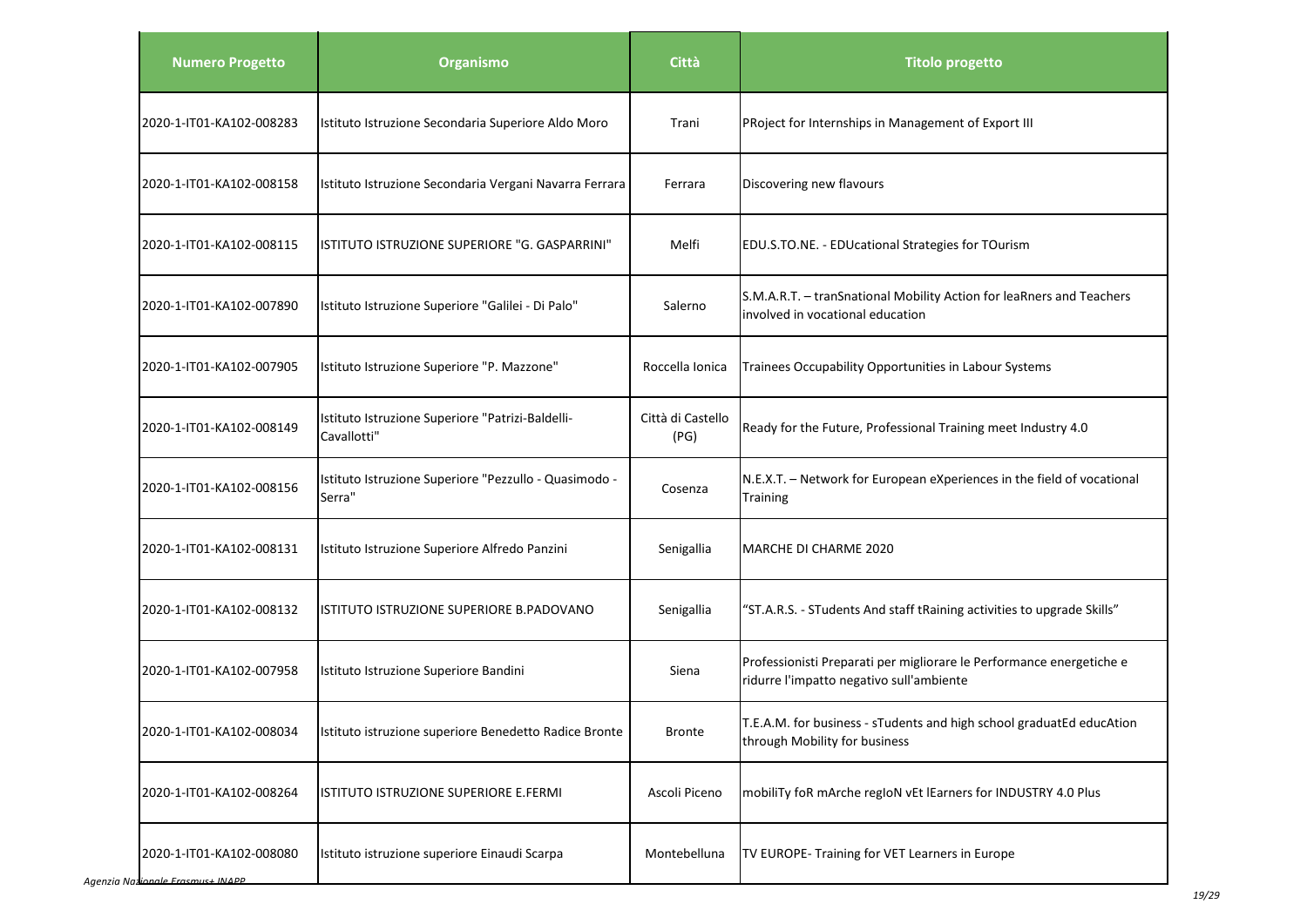| Numero Progetto | Organismo | Città | Titolo progetto |
| --- | --- | --- | --- |
| 2020-1-IT01-KA102-008283 | Istituto Istruzione Secondaria Superiore Aldo Moro | Trani | PRoject for Internships in Management of Export III |
| 2020-1-IT01-KA102-008158 | Istituto Istruzione Secondaria Vergani Navarra Ferrara | Ferrara | Discovering new flavours |
| 2020-1-IT01-KA102-008115 | ISTITUTO ISTRUZIONE SUPERIORE "G. GASPARRINI" | Melfi | EDU.S.TO.NE. - EDUcational Strategies for TOurism |
| 2020-1-IT01-KA102-007890 | Istituto Istruzione Superiore "Galilei - Di Palo" | Salerno | S.M.A.R.T. – tranSnational Mobility Action for leaRners and Teachers involved in vocational education |
| 2020-1-IT01-KA102-007905 | Istituto Istruzione Superiore "P. Mazzone" | Roccella Ionica | Trainees Occupability Opportunities in Labour Systems |
| 2020-1-IT01-KA102-008149 | Istituto Istruzione Superiore "Patrizi-Baldelli-Cavallotti" | Città di Castello (PG) | Ready for the Future, Professional Training meet Industry 4.0 |
| 2020-1-IT01-KA102-008156 | Istituto Istruzione Superiore "Pezzullo - Quasimodo - Serra" | Cosenza | N.E.X.T. – Network for European eXperiences in the field of vocational Training |
| 2020-1-IT01-KA102-008131 | Istituto Istruzione Superiore Alfredo Panzini | Senigallia | MARCHE DI CHARME 2020 |
| 2020-1-IT01-KA102-008132 | ISTITUTO ISTRUZIONE SUPERIORE B.PADOVANO | Senigallia | "ST.A.R.S. - STudents And staff tRaining activities to upgrade Skills" |
| 2020-1-IT01-KA102-007958 | Istituto Istruzione Superiore Bandini | Siena | Professionisti Preparati per migliorare le Performance energetiche e ridurre l'impatto negativo sull'ambiente |
| 2020-1-IT01-KA102-008034 | Istituto istruzione superiore Benedetto Radice Bronte | Bronte | T.E.A.M. for business - sTudents and high school graduatEd educAtion through Mobility for business |
| 2020-1-IT01-KA102-008264 | ISTITUTO ISTRUZIONE SUPERIORE E.FERMI | Ascoli Piceno | mobiliTy foR mArche regIoN vEt lEarners for INDUSTRY 4.0 Plus |
| 2020-1-IT01-KA102-008080 | Istituto istruzione superiore Einaudi Scarpa | Montebelluna | TV EUROPE- Training for VET Learners in Europe |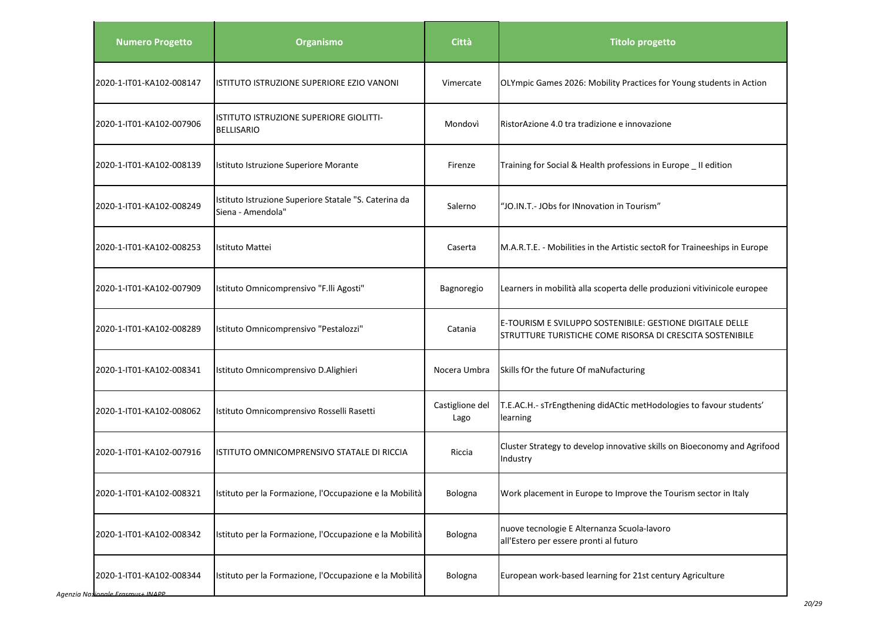| Numero Progetto | Organismo | Città | Titolo progetto |
|---|---|---|---|
| 2020-1-IT01-KA102-008147 | ISTITUTO ISTRUZIONE SUPERIORE EZIO VANONI | Vimercate | OLYmpic Games 2026: Mobility Practices for Young students in Action |
| 2020-1-IT01-KA102-007906 | ISTITUTO ISTRUZIONE SUPERIORE GIOLITTI-BELLISARIO | Mondovì | RistorAzione 4.0 tra tradizione e innovazione |
| 2020-1-IT01-KA102-008139 | Istituto Istruzione Superiore Morante | Firenze | Training for Social & Health professions in Europe _ II edition |
| 2020-1-IT01-KA102-008249 | Istituto Istruzione Superiore Statale "S. Caterina da Siena - Amendola" | Salerno | "JO.IN.T.- JObs for INnovation in Tourism" |
| 2020-1-IT01-KA102-008253 | Istituto Mattei | Caserta | M.A.R.T.E. - Mobilities in the Artistic sectoR for Traineeships in Europe |
| 2020-1-IT01-KA102-007909 | Istituto Omnicomprensivo "F.lli Agosti" | Bagnoregio | Learners in mobilità alla scoperta delle produzioni vitivinicole europee |
| 2020-1-IT01-KA102-008289 | Istituto Omnicomprensivo "Pestalozzi" | Catania | E-TOURISM E SVILUPPO SOSTENIBILE: GESTIONE DIGITALE DELLE STRUTTURE TURISTICHE COME RISORSA DI CRESCITA SOSTENIBILE |
| 2020-1-IT01-KA102-008341 | Istituto Omnicomprensivo D.Alighieri | Nocera Umbra | Skills fOr the future Of maNufacturing |
| 2020-1-IT01-KA102-008062 | Istituto Omnicomprensivo Rosselli Rasetti | Castiglione del Lago | T.E.AC.H.- sTrEngthening didACtic metHodologies to favour students' learning |
| 2020-1-IT01-KA102-007916 | ISTITUTO OMNICOMPRENSIVO STATALE DI RICCIA | Riccia | Cluster Strategy to develop innovative skills on Bioeconomy and Agrifood Industry |
| 2020-1-IT01-KA102-008321 | Istituto per la Formazione, l'Occupazione e la Mobilità | Bologna | Work placement in Europe to Improve the Tourism sector in Italy |
| 2020-1-IT01-KA102-008342 | Istituto per la Formazione, l'Occupazione e la Mobilità | Bologna | nuove tecnologie E Alternanza Scuola-lavoro all'Estero per essere pronti al futuro |
| 2020-1-IT01-KA102-008344 | Istituto per la Formazione, l'Occupazione e la Mobilità | Bologna | European work-based learning for 21st century Agriculture |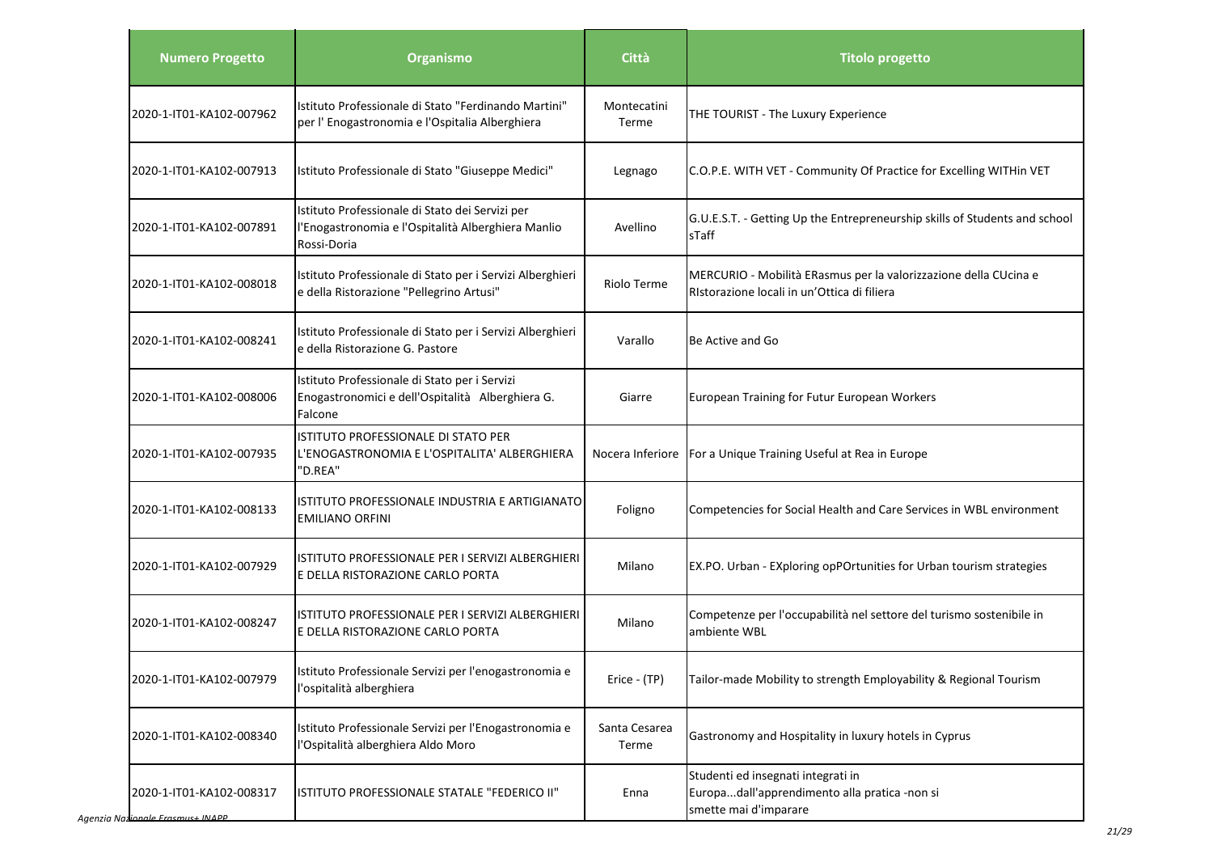| Numero Progetto | Organismo | Città | Titolo progetto |
|---|---|---|---|
| 2020-1-IT01-KA102-007962 | Istituto Professionale di Stato "Ferdinando Martini" per l' Enogastronomia e l'Ospitalia Alberghiera | Montecatini Terme | THE TOURIST - The Luxury Experience |
| 2020-1-IT01-KA102-007913 | Istituto Professionale di Stato "Giuseppe Medici" | Legnago | C.O.P.E. WITH VET - Community Of Practice for Excelling WITHin VET |
| 2020-1-IT01-KA102-007891 | Istituto Professionale di Stato dei Servizi per l'Enogastronomia e l'Ospitalità Alberghiera Manlio Rossi-Doria | Avellino | G.U.E.S.T. - Getting Up the Entrepreneurship skills of Students and school sTaff |
| 2020-1-IT01-KA102-008018 | Istituto Professionale di Stato per i Servizi Alberghieri e della Ristorazione "Pellegrino Artusi" | Riolo Terme | MERCURIO - Mobilità ERasmus per la valorizzazione della CUcina e RIstorazione locali in un'Ottica di filiera |
| 2020-1-IT01-KA102-008241 | Istituto Professionale di Stato per i Servizi Alberghieri e della Ristorazione G. Pastore | Varallo | Be Active and Go |
| 2020-1-IT01-KA102-008006 | Istituto Professionale di Stato per i Servizi Enogastronomici e dell'Ospitalità Alberghiera G. Falcone | Giarre | European Training for Futur European Workers |
| 2020-1-IT01-KA102-007935 | ISTITUTO PROFESSIONALE DI STATO PER L'ENOGASTRONOMIA E L'OSPITALITA' ALBERGHIERA "D.REA" | Nocera Inferiore | For a Unique Training Useful at Rea in Europe |
| 2020-1-IT01-KA102-008133 | ISTITUTO PROFESSIONALE INDUSTRIA E ARTIGIANATO EMILIANO ORFINI | Foligno | Competencies for Social Health and Care Services in WBL environment |
| 2020-1-IT01-KA102-007929 | ISTITUTO PROFESSIONALE PER I SERVIZI ALBERGHIERI E DELLA RISTORAZIONE CARLO PORTA | Milano | EX.PO. Urban - EXploring opPOrtunities for Urban tourism strategies |
| 2020-1-IT01-KA102-008247 | ISTITUTO PROFESSIONALE PER I SERVIZI ALBERGHIERI E DELLA RISTORAZIONE CARLO PORTA | Milano | Competenze per l'occupabilità nel settore del turismo sostenibile in ambiente WBL |
| 2020-1-IT01-KA102-007979 | Istituto Professionale Servizi per l'enogastronomia e l'ospitalità alberghiera | Erice - (TP) | Tailor-made Mobility to strength Employability & Regional Tourism |
| 2020-1-IT01-KA102-008340 | Istituto Professionale Servizi per l'Enogastronomia e l'Ospitalità alberghiera Aldo Moro | Santa Cesarea Terme | Gastronomy and Hospitality in luxury hotels in Cyprus |
| 2020-1-IT01-KA102-008317 | ISTITUTO PROFESSIONALE STATALE "FEDERICO II" | Enna | Studenti ed insegnati integrati in Europa...dall'apprendimento alla pratica -non si smette mai d'imparare |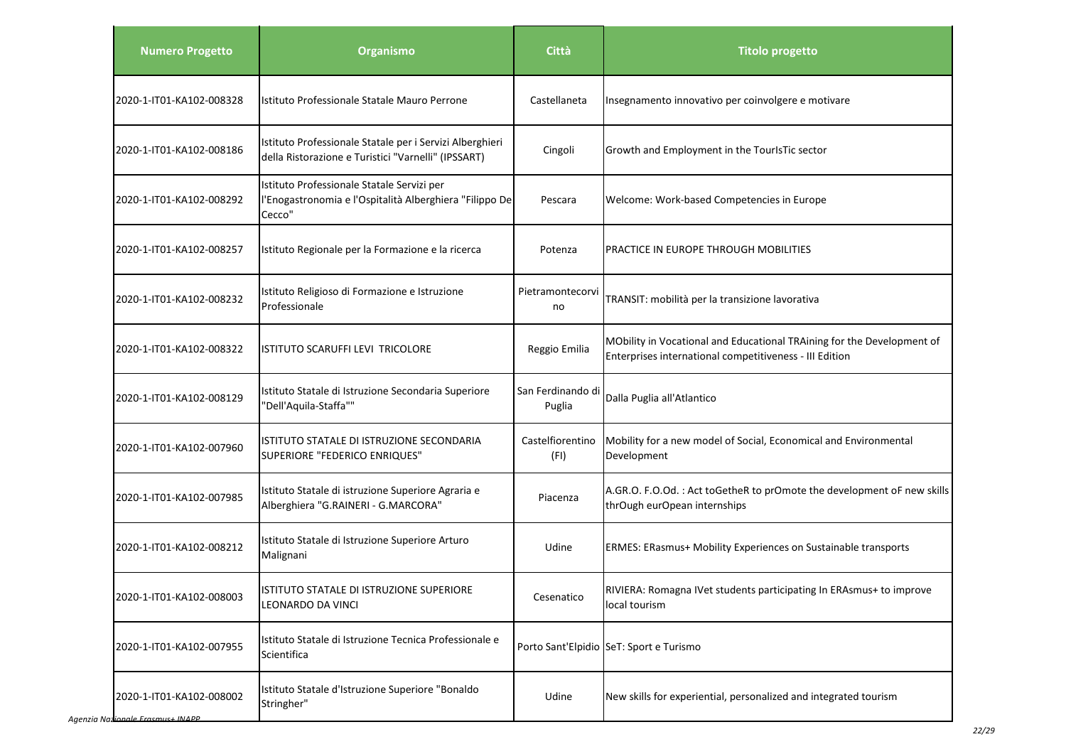| Numero Progetto | Organismo | Città | Titolo progetto |
|---|---|---|---|
| 2020-1-IT01-KA102-008328 | Istituto Professionale Statale Mauro Perrone | Castellaneta | Insegnamento innovativo per coinvolgere e motivare |
| 2020-1-IT01-KA102-008186 | Istituto Professionale Statale per i Servizi Alberghieri della Ristorazione e Turistici "Varnelli" (IPSSART) | Cingoli | Growth and Employment in the TourIsTic sector |
| 2020-1-IT01-KA102-008292 | Istituto Professionale Statale Servizi per l'Enogastronomia e l'Ospitalità Alberghiera "Filippo De Cecco" | Pescara | Welcome: Work-based Competencies in Europe |
| 2020-1-IT01-KA102-008257 | Istituto Regionale per la Formazione e la ricerca | Potenza | PRACTICE IN EUROPE THROUGH MOBILITIES |
| 2020-1-IT01-KA102-008232 | Istituto Religioso di Formazione e Istruzione Professionale | Pietramontecorvino | TRANSIT: mobilità per la transizione lavorativa |
| 2020-1-IT01-KA102-008322 | ISTITUTO SCARUFFI LEVI TRICOLORE | Reggio Emilia | MObility in Vocational and Educational TRAining for the Development of Enterprises international competitiveness - III Edition |
| 2020-1-IT01-KA102-008129 | Istituto Statale di Istruzione Secondaria Superiore "Dell'Aquila-Staffa"" | San Ferdinando di Puglia | Dalla Puglia all'Atlantico |
| 2020-1-IT01-KA102-007960 | ISTITUTO STATALE DI ISTRUZIONE SECONDARIA SUPERIORE "FEDERICO ENRIQUES" | Castelfiorentino (FI) | Mobility for a new model of Social, Economical and Environmental Development |
| 2020-1-IT01-KA102-007985 | Istituto Statale di istruzione Superiore Agraria e Alberghiera "G.RAINERI - G.MARCORA" | Piacenza | A.GR.O. F.O.Od. : Act toGetheR to prOmote the development oF new skills thrOugh eurOpean internships |
| 2020-1-IT01-KA102-008212 | Istituto Statale di Istruzione Superiore Arturo Malignani | Udine | ERMES: ERasmus+ Mobility Experiences on Sustainable transports |
| 2020-1-IT01-KA102-008003 | ISTITUTO STATALE DI ISTRUZIONE SUPERIORE LEONARDO DA VINCI | Cesenatico | RIVIERA: Romagna IVet students participating In ERAsmus+ to improve local tourism |
| 2020-1-IT01-KA102-007955 | Istituto Statale di Istruzione Tecnica Professionale e Scientifica | Porto Sant'Elpidio | SeT: Sport e Turismo |
| 2020-1-IT01-KA102-008002 | Istituto Statale d'Istruzione Superiore "Bonaldo Stringher" | Udine | New skills for experiential, personalized and integrated tourism |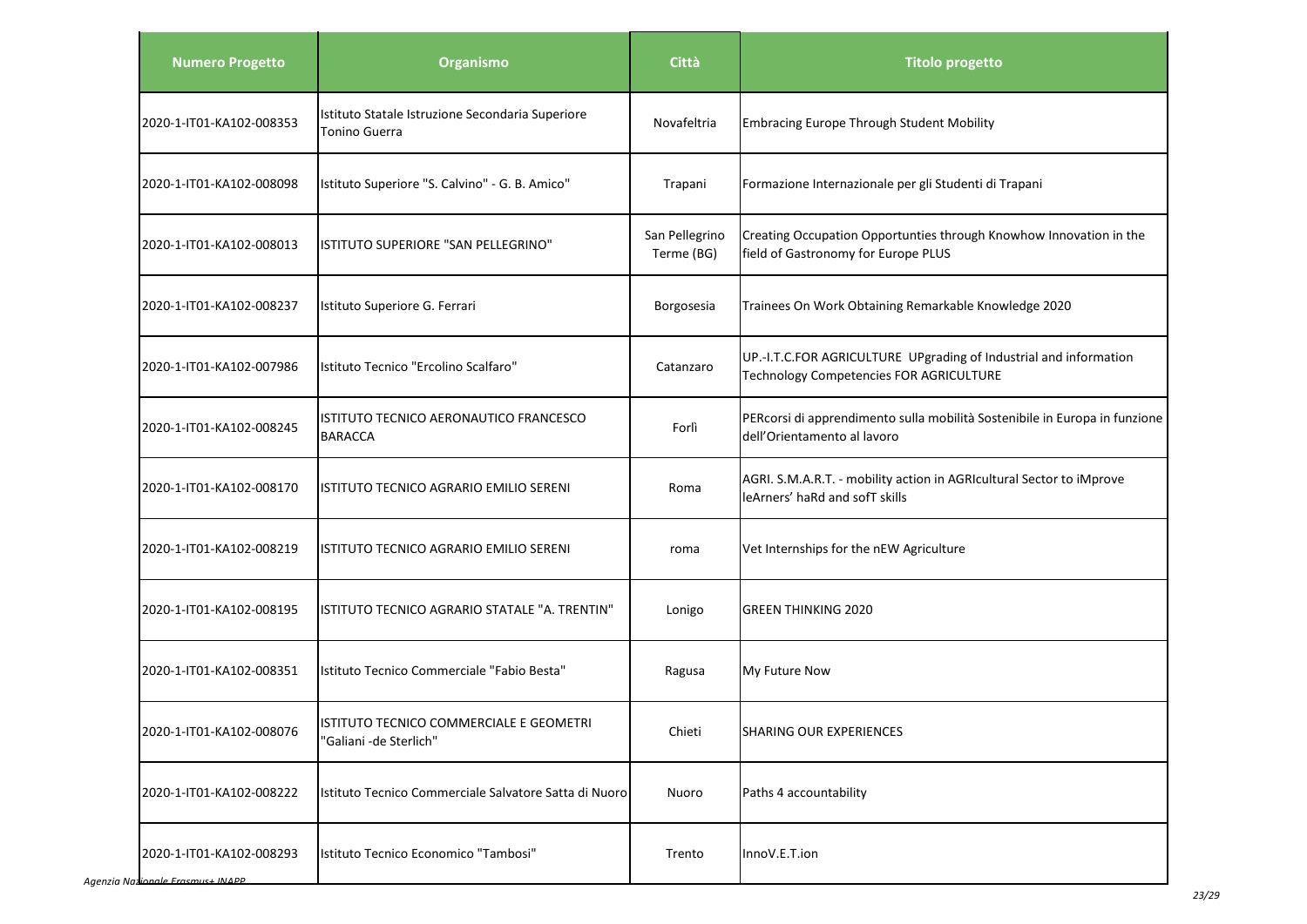| Numero Progetto | Organismo | Città | Titolo progetto |
| --- | --- | --- | --- |
| 2020-1-IT01-KA102-008353 | Istituto Statale Istruzione Secondaria Superiore Tonino Guerra | Novafeltria | Embracing Europe Through Student Mobility |
| 2020-1-IT01-KA102-008098 | Istituto Superiore "S. Calvino" - G. B. Amico" | Trapani | Formazione Internazionale per gli Studenti di Trapani |
| 2020-1-IT01-KA102-008013 | ISTITUTO SUPERIORE "SAN PELLEGRINO" | San Pellegrino Terme (BG) | Creating Occupation Opportunties through Knowhow Innovation in the field of Gastronomy for Europe PLUS |
| 2020-1-IT01-KA102-008237 | Istituto Superiore G. Ferrari | Borgosesia | Trainees On Work Obtaining Remarkable Knowledge 2020 |
| 2020-1-IT01-KA102-007986 | Istituto Tecnico "Ercolino Scalfaro" | Catanzaro | UP.-I.T.C.FOR AGRICULTURE UPgrading of Industrial and information Technology Competencies FOR AGRICULTURE |
| 2020-1-IT01-KA102-008245 | ISTITUTO TECNICO AERONAUTICO FRANCESCO BARACCA | Forlì | PERcorsi di apprendimento sulla mobilità Sostenibile in Europa in funzione dell'Orientamento al lavoro |
| 2020-1-IT01-KA102-008170 | ISTITUTO TECNICO AGRARIO EMILIO SERENI | Roma | AGRI. S.M.A.R.T. - mobility action in AGRIcultural Sector to iMprove leArners' haRd and sofT skills |
| 2020-1-IT01-KA102-008219 | ISTITUTO TECNICO AGRARIO EMILIO SERENI | roma | Vet Internships for the nEW Agriculture |
| 2020-1-IT01-KA102-008195 | ISTITUTO TECNICO AGRARIO STATALE "A. TRENTIN" | Lonigo | GREEN THINKING 2020 |
| 2020-1-IT01-KA102-008351 | Istituto Tecnico Commerciale "Fabio Besta" | Ragusa | My Future Now |
| 2020-1-IT01-KA102-008076 | ISTITUTO TECNICO COMMERCIALE E GEOMETRI "Galiani -de Sterlich" | Chieti | SHARING OUR EXPERIENCES |
| 2020-1-IT01-KA102-008222 | Istituto Tecnico Commerciale Salvatore Satta di Nuoro | Nuoro | Paths 4 accountability |
| 2020-1-IT01-KA102-008293 | Istituto Tecnico Economico "Tambosi" | Trento | InnoV.E.T.ion |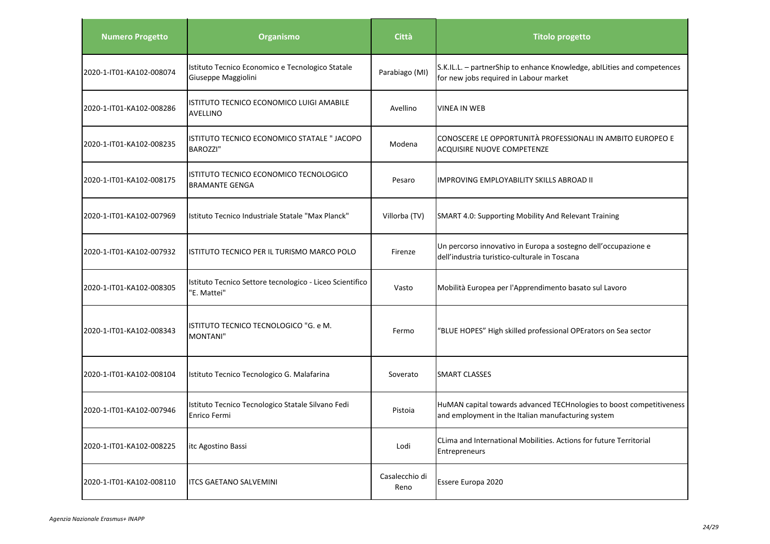| Numero Progetto | Organismo | Città | Titolo progetto |
|---|---|---|---|
| 2020-1-IT01-KA102-008074 | Istituto Tecnico Economico e Tecnologico Statale Giuseppe Maggiolini | Parabiago (MI) | S.K.IL.L. – partnerShip to enhance Knowledge, ablLities and competences for new jobs required in Labour market |
| 2020-1-IT01-KA102-008286 | ISTITUTO TECNICO ECONOMICO LUIGI AMABILE AVELLINO | Avellino | VINEA IN WEB |
| 2020-1-IT01-KA102-008235 | ISTITUTO TECNICO ECONOMICO STATALE " JACOPO BAROZZI" | Modena | CONOSCERE LE OPPORTUNITÀ PROFESSIONALI IN AMBITO EUROPEO E ACQUISIRE NUOVE COMPETENZE |
| 2020-1-IT01-KA102-008175 | ISTITUTO TECNICO ECONOMICO TECNOLOGICO BRAMANTE GENGA | Pesaro | IMPROVING EMPLOYABILITY SKILLS ABROAD II |
| 2020-1-IT01-KA102-007969 | Istituto Tecnico Industriale Statale "Max Planck" | Villorba (TV) | SMART 4.0: Supporting Mobility And Relevant Training |
| 2020-1-IT01-KA102-007932 | ISTITUTO TECNICO PER IL TURISMO MARCO POLO | Firenze | Un percorso innovativo in Europa a sostegno dell'occupazione e dell'industria turistico-culturale in Toscana |
| 2020-1-IT01-KA102-008305 | Istituto Tecnico Settore tecnologico - Liceo Scientifico "E. Mattei" | Vasto | Mobilità Europea per l'Apprendimento basato sul Lavoro |
| 2020-1-IT01-KA102-008343 | ISTITUTO TECNICO TECNOLOGICO "G. e M. MONTANI" | Fermo | "BLUE HOPES" High skilled professional OPErators on Sea sector |
| 2020-1-IT01-KA102-008104 | Istituto Tecnico Tecnologico G. Malafarina | Soverato | SMART CLASSES |
| 2020-1-IT01-KA102-007946 | Istituto Tecnico Tecnologico Statale Silvano Fedi Enrico Fermi | Pistoia | HuMAN capital towards advanced TECHnologies to boost competitiveness and employment in the Italian manufacturing system |
| 2020-1-IT01-KA102-008225 | itc Agostino Bassi | Lodi | CLima and International Mobilities. Actions for future Territorial Entrepreneurs |
| 2020-1-IT01-KA102-008110 | ITCS GAETANO SALVEMINI | Casalecchio di Reno | Essere Europa 2020 |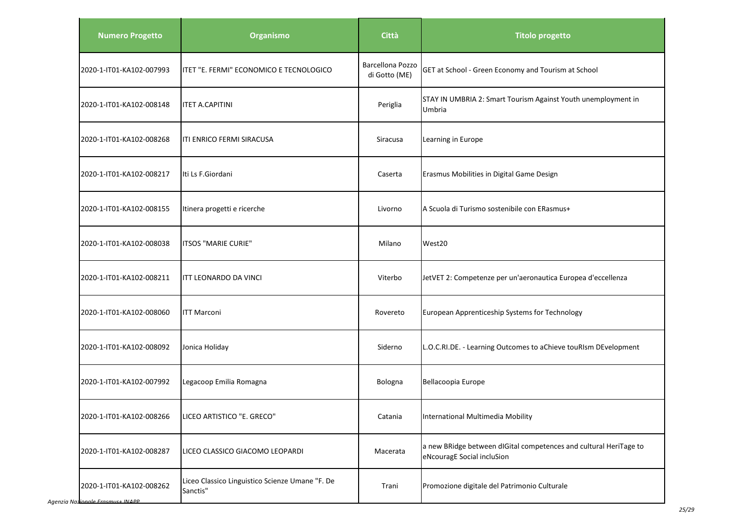| Numero Progetto | Organismo | Città | Titolo progetto |
|---|---|---|---|
| 2020-1-IT01-KA102-007993 | ITET "E. FERMI" ECONOMICO E TECNOLOGICO | Barcellona Pozzo di Gotto (ME) | GET at School - Green Economy and Tourism at School |
| 2020-1-IT01-KA102-008148 | ITET A.CAPITINI | Periglia | STAY IN UMBRIA 2: Smart Tourism Against Youth unemployment in Umbria |
| 2020-1-IT01-KA102-008268 | ITI ENRICO FERMI SIRACUSA | Siracusa | Learning in Europe |
| 2020-1-IT01-KA102-008217 | Iti Ls F.Giordani | Caserta | Erasmus Mobilities in Digital Game Design |
| 2020-1-IT01-KA102-008155 | Itinera progetti e ricerche | Livorno | A Scuola di Turismo sostenibile con ERasmus+ |
| 2020-1-IT01-KA102-008038 | ITSOS "MARIE CURIE" | Milano | West20 |
| 2020-1-IT01-KA102-008211 | ITT LEONARDO DA VINCI | Viterbo | JetVET 2: Competenze per un'aeronautica Europea d'eccellenza |
| 2020-1-IT01-KA102-008060 | ITT Marconi | Rovereto | European Apprenticeship Systems for Technology |
| 2020-1-IT01-KA102-008092 | Jonica Holiday | Siderno | L.O.C.RI.DE. - Learning Outcomes to aChieve touRIsm DEvelopment |
| 2020-1-IT01-KA102-007992 | Legacoop Emilia Romagna | Bologna | Bellacoopia Europe |
| 2020-1-IT01-KA102-008266 | LICEO ARTISTICO "E. GRECO" | Catania | International Multimedia Mobility |
| 2020-1-IT01-KA102-008287 | LICEO CLASSICO GIACOMO LEOPARDI | Macerata | a new BRidge between dIGital competences and cultural HeriTage to eNcouragE Social incluSion |
| 2020-1-IT01-KA102-008262 | Liceo Classico Linguistico Scienze Umane "F. De Sanctis" | Trani | Promozione digitale del Patrimonio Culturale |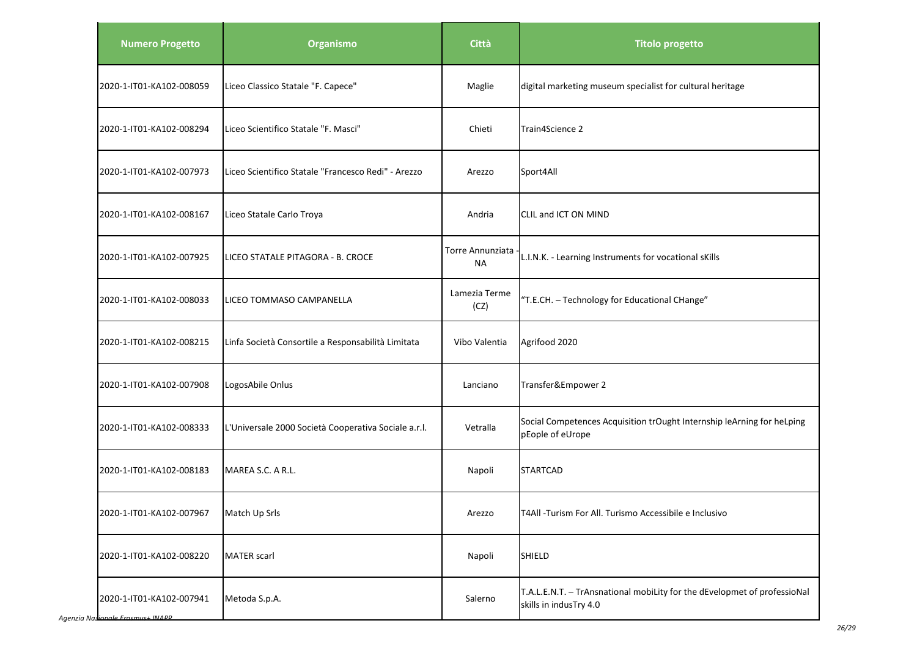| Numero Progetto | Organismo | Città | Titolo progetto |
|---|---|---|---|
| 2020-1-IT01-KA102-008059 | Liceo Classico Statale "F. Capece" | Maglie | digital marketing museum specialist for cultural heritage |
| 2020-1-IT01-KA102-008294 | Liceo Scientifico Statale "F. Masci" | Chieti | Train4Science 2 |
| 2020-1-IT01-KA102-007973 | Liceo Scientifico Statale "Francesco Redi" - Arezzo | Arezzo | Sport4All |
| 2020-1-IT01-KA102-008167 | Liceo Statale Carlo Troya | Andria | CLIL and ICT ON MIND |
| 2020-1-IT01-KA102-007925 | LICEO STATALE PITAGORA - B. CROCE | Torre Annunziata - NA | L.I.N.K. - Learning Instruments for vocational sKills |
| 2020-1-IT01-KA102-008033 | LICEO TOMMASO CAMPANELLA | Lamezia Terme (CZ) | "T.E.CH. – Technology for Educational CHange" |
| 2020-1-IT01-KA102-008215 | Linfa Società Consortile a Responsabilità Limitata | Vibo Valentia | Agrifood 2020 |
| 2020-1-IT01-KA102-007908 | LogosAbile Onlus | Lanciano | Transfer&Empower 2 |
| 2020-1-IT01-KA102-008333 | L'Universale 2000 Società Cooperativa Sociale a.r.l. | Vetralla | Social Competences Acquisition trOught Internship leArning for heLping pEople of eUrope |
| 2020-1-IT01-KA102-008183 | MAREA S.C. A R.L. | Napoli | STARTCAD |
| 2020-1-IT01-KA102-007967 | Match Up Srls | Arezzo | T4All -Turism For All. Turismo Accessibile e Inclusivo |
| 2020-1-IT01-KA102-008220 | MATER scarl | Napoli | SHIELD |
| 2020-1-IT01-KA102-007941 | Metoda S.p.A. | Salerno | T.A.L.E.N.T. – TrAnsnational mobiLity for the dEvelopmet of professioNal skills in indusTry 4.0 |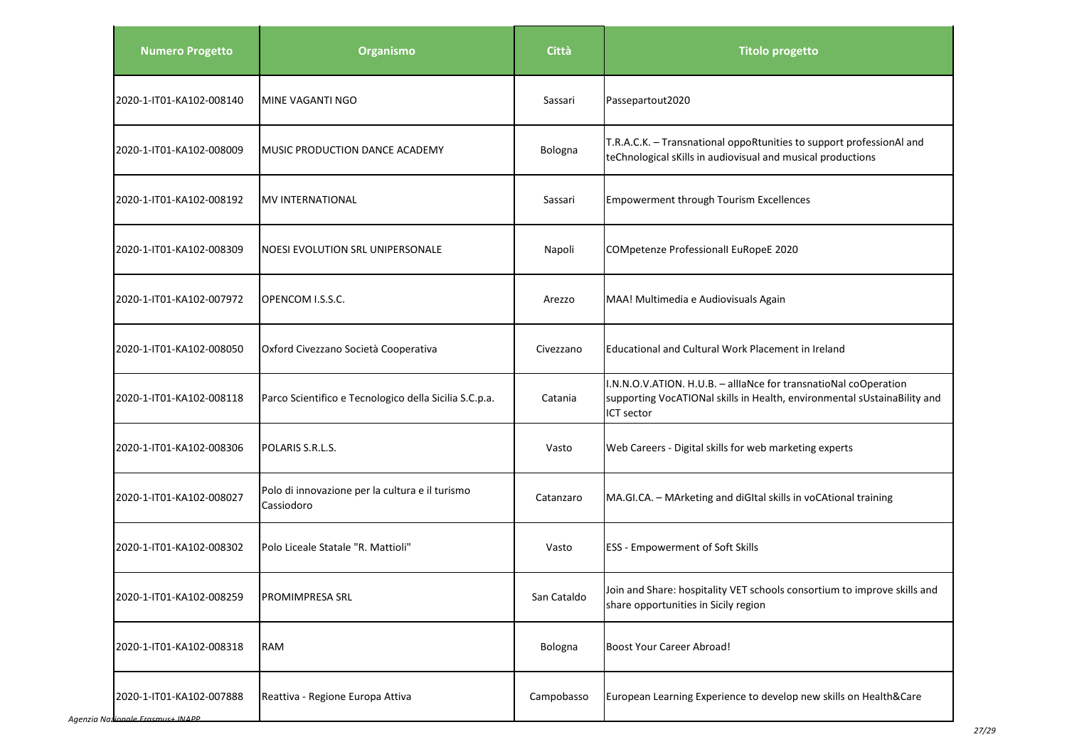| Numero Progetto | Organismo | Città | Titolo progetto |
|---|---|---|---|
| 2020-1-IT01-KA102-008140 | MINE VAGANTI NGO | Sassari | Passepartout2020 |
| 2020-1-IT01-KA102-008009 | MUSIC PRODUCTION DANCE ACADEMY | Bologna | T.R.A.C.K. – Transnational oppoRtunities to support professionAl and teChnological sKills in audiovisual and musical productions |
| 2020-1-IT01-KA102-008192 | MV INTERNATIONAL | Sassari | Empowerment through Tourism Excellences |
| 2020-1-IT01-KA102-008309 | NOESI EVOLUTION SRL UNIPERSONALE | Napoli | COMpetenze ProfessionalI EuRopeE 2020 |
| 2020-1-IT01-KA102-007972 | OPENCOM I.S.S.C. | Arezzo | MAA! Multimedia e Audiovisuals Again |
| 2020-1-IT01-KA102-008050 | Oxford Civezzano Società Cooperativa | Civezzano | Educational and Cultural Work Placement in Ireland |
| 2020-1-IT01-KA102-008118 | Parco Scientifico e Tecnologico della Sicilia S.C.p.a. | Catania | I.N.N.O.V.ATION. H.U.B. – allIaNce for transnatioNal coOperation supporting VocATIONal skills in Health, environmental sUstainaBility and ICT sector |
| 2020-1-IT01-KA102-008306 | POLARIS S.R.L.S. | Vasto | Web Careers - Digital skills for web marketing experts |
| 2020-1-IT01-KA102-008027 | Polo di innovazione per la cultura e il turismo Cassiodoro | Catanzaro | MA.GI.CA. – MArketing and diGItal skills in voCAtional training |
| 2020-1-IT01-KA102-008302 | Polo Liceale Statale "R. Mattioli" | Vasto | ESS - Empowerment of Soft Skills |
| 2020-1-IT01-KA102-008259 | PROMIMPRESA SRL | San Cataldo | Join and Share: hospitality VET schools consortium to improve skills and share opportunities in Sicily region |
| 2020-1-IT01-KA102-008318 | RAM | Bologna | Boost Your Career Abroad! |
| 2020-1-IT01-KA102-007888 | Reattiva - Regione Europa Attiva | Campobasso | European Learning Experience to develop new skills on Health&Care |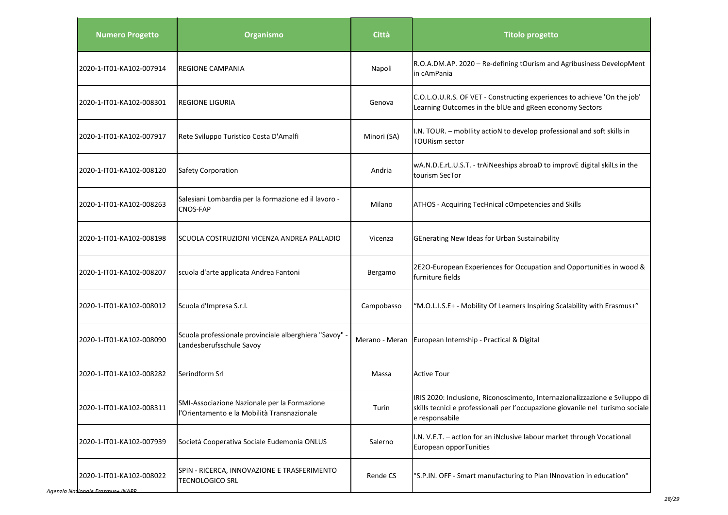| Numero Progetto | Organismo | Città | Titolo progetto |
|---|---|---|---|
| 2020-1-IT01-KA102-007914 | REGIONE CAMPANIA | Napoli | R.O.A.DM.AP. 2020 – Re-defining tOurism and Agribusiness DevelopMent in cAmPania |
| 2020-1-IT01-KA102-008301 | REGIONE LIGURIA | Genova | C.O.L.O.U.R.S. OF VET - Constructing experiences to achieve 'On the job' Learning Outcomes in the blUe and gReen economy Sectors |
| 2020-1-IT01-KA102-007917 | Rete Sviluppo Turistico Costa D'Amalfi | Minori (SA) | I.N. TOUR. – mobIlity actioN to develop professional and soft skills in TOURism sector |
| 2020-1-IT01-KA102-008120 | Safety Corporation | Andria | wA.N.D.E.rL.U.S.T. - trAiNeeships abroaD to improvE digital skilLs in the tourism SecTor |
| 2020-1-IT01-KA102-008263 | Salesiani Lombardia per la formazione ed il lavoro - CNOS-FAP | Milano | ATHOS - Acquiring TecHnical cOmpetencies and Skills |
| 2020-1-IT01-KA102-008198 | SCUOLA COSTRUZIONI VICENZA ANDREA PALLADIO | Vicenza | GEnerating New Ideas for Urban Sustainability |
| 2020-1-IT01-KA102-008207 | scuola d'arte applicata Andrea Fantoni | Bergamo | 2E2O-European Experiences for Occupation and Opportunities in wood & furniture fields |
| 2020-1-IT01-KA102-008012 | Scuola d'Impresa S.r.l. | Campobasso | "M.O.L.I.S.E+ - Mobility Of Learners Inspiring Scalability with Erasmus+" |
| 2020-1-IT01-KA102-008090 | Scuola professionale provinciale alberghiera "Savoy" - Landesberufsschule Savoy | Merano - Meran | European Internship - Practical & Digital |
| 2020-1-IT01-KA102-008282 | Serindform Srl | Massa | Active Tour |
| 2020-1-IT01-KA102-008311 | SMI-Associazione Nazionale per la Formazione l'Orientamento e la Mobilità Transnazionale | Turin | IRIS 2020: Inclusione, Riconoscimento, Internazionalizzazione e Sviluppo di skills tecnici e professionali per l'occupazione giovanile nel turismo sociale e responsabile |
| 2020-1-IT01-KA102-007939 | Società Cooperativa Sociale Eudemonia ONLUS | Salerno | I.N. V.E.T. – actIon for an iNclusive labour market through Vocational European opporTunities |
| 2020-1-IT01-KA102-008022 | SPIN - RICERCA, INNOVAZIONE E TRASFERIMENTO TECNOLOGICO SRL | Rende CS | "S.P.IN. OFF - Smart manufacturing to Plan INnovation in education" |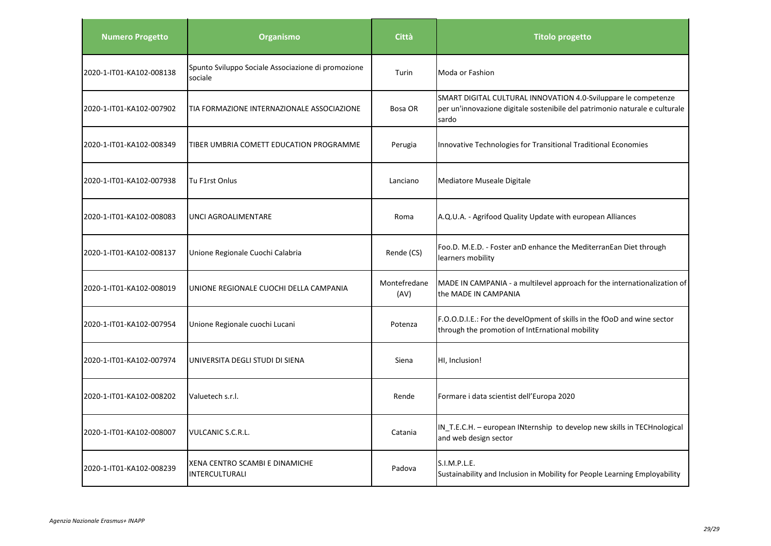| Numero Progetto | Organismo | Città | Titolo progetto |
|---|---|---|---|
| 2020-1-IT01-KA102-008138 | Spunto Sviluppo Sociale Associazione di promozione sociale | Turin | Moda or Fashion |
| 2020-1-IT01-KA102-007902 | TIA FORMAZIONE INTERNAZIONALE ASSOCIAZIONE | Bosa OR | SMART DIGITAL CULTURAL INNOVATION 4.0-Sviluppare le competenze per un'innovazione digitale sostenibile del patrimonio naturale e culturale sardo |
| 2020-1-IT01-KA102-008349 | TIBER UMBRIA COMETT EDUCATION PROGRAMME | Perugia | Innovative Technologies for Transitional Traditional Economies |
| 2020-1-IT01-KA102-007938 | Tu F1rst Onlus | Lanciano | Mediatore Museale Digitale |
| 2020-1-IT01-KA102-008083 | UNCI AGROALIMENTARE | Roma | A.Q.U.A. - Agrifood Quality Update with european Alliances |
| 2020-1-IT01-KA102-008137 | Unione Regionale Cuochi Calabria | Rende (CS) | Foo.D. M.E.D. - Foster anD enhance the MediterranEan Diet through learners mobility |
| 2020-1-IT01-KA102-008019 | UNIONE REGIONALE CUOCHI DELLA CAMPANIA | Montefredane (AV) | MADE IN CAMPANIA - a multilevel approach for the internationalization of the MADE IN CAMPANIA |
| 2020-1-IT01-KA102-007954 | Unione Regionale cuochi Lucani | Potenza | F.O.O.D.I.E.: For the develOpment of skills in the fOoD and wine sector through the promotion of IntErnational mobility |
| 2020-1-IT01-KA102-007974 | UNIVERSITA DEGLI STUDI DI SIENA | Siena | HI, Inclusion! |
| 2020-1-IT01-KA102-008202 | Valuetech s.r.l. | Rende | Formare i data scientist dell'Europa 2020 |
| 2020-1-IT01-KA102-008007 | VULCANIC S.C.R.L. | Catania | IN_T.E.C.H. – european INternship to develop new skills in TECHnological and web design sector |
| 2020-1-IT01-KA102-008239 | XENA CENTRO SCAMBI E DINAMICHE INTERCULTURALI | Padova | S.I.M.P.L.E. Sustainability and Inclusion in Mobility for People Learning Employability |